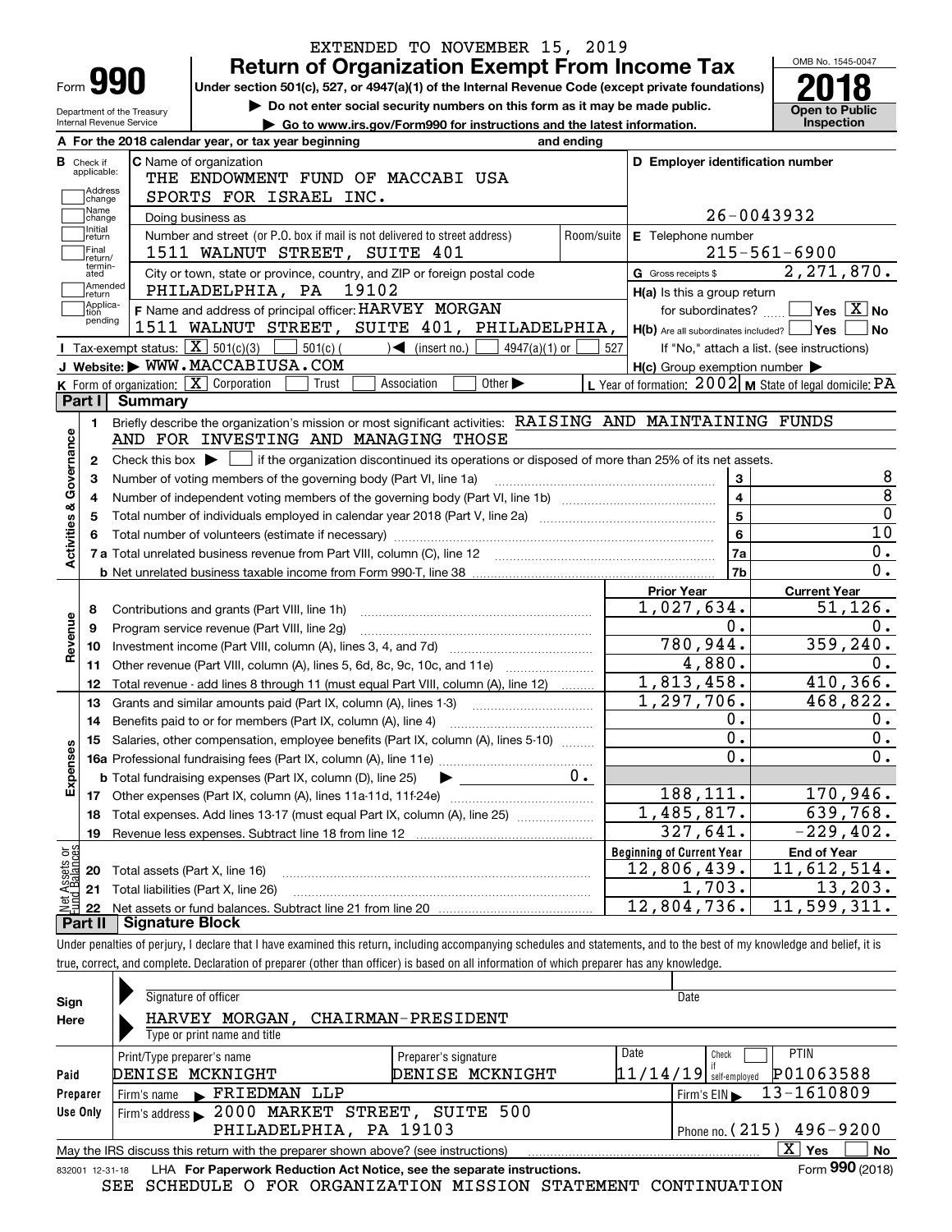EXTENDED TO NOVEMBER 15, 2019

# Form 990 — Return of Organization Exempt From Income Tax (2018)

Under section 501(c), 527, or 4947(a)(1) of the Internal Revenue Code (except private foundations)

▶ Do not enter social security numbers on this form as it may be made public.

▶ Go to www.irs.gov/Form990 for instructions and the latest information.

Department of the Treasury
Internal Revenue Service

OMB No. 1545-0047

**2018**

**Open to Public Inspection**

**A** For the 2018 calendar year, or tax year beginning and ending

**B** Check if applicable: Address change; Name change; Initial return; Final return/terminated; Amended return; Application pending

**C** Name of organization: THE ENDOWMENT FUND OF MACCABI USA SPORTS FOR ISRAEL INC.

Doing business as

Number and street (or P.O. box if mail is not delivered to street address): 1511 WALNUT STREET, SUITE 401 | Room/suite

City or town, state or province, country, and ZIP or foreign postal code: PHILADELPHIA, PA 19102

**D** Employer identification number: 26-0043932

**E** Telephone number: 215-561-6900

**G** Gross receipts $ 2,271,870.

**F** Name and address of principal officer: HARVEY MORGAN, 1511 WALNUT STREET, SUITE 401, PHILADELPHIA,

**H(a)** Is this a group return for subordinates? ☐ Yes ☒ No

**H(b)** Are all subordinates included? ☐ Yes ☐ No — If "No," attach a list. (see instructions)

**H(c)** Group exemption number ▶

**I** Tax-exempt status: ☒ 501(c)(3) ☐ 501(c) ( ) ◀ (insert no.) ☐ 4947(a)(1) or ☐ 527

**J** Website: ▶ WWW.MACCABIUSA.COM

**K** Form of organization: ☒ Corporation ☐ Trust ☐ Association ☐ Other ▶

**L** Year of formation: 2002 **M** State of legal domicile: PA

## Part I Summary

**Activities & Governance**

1. Briefly describe the organization's mission or most significant activities: RAISING AND MAINTAINING FUNDS AND FOR INVESTING AND MANAGING THOSE
2. Check this box ▶ ☐ if the organization discontinued its operations or disposed of more than 25% of its net assets.

| Line | Description | No. | Value |
|---|---|---|---|
| 3 | Number of voting members of the governing body (Part VI, line 1a) | 3 | 8 |
| 4 | Number of independent voting members of the governing body (Part VI, line 1b) | 4 | 8 |
| 5 | Total number of individuals employed in calendar year 2018 (Part V, line 2a) | 5 | 0 |
| 6 | Total number of volunteers (estimate if necessary) | 6 | 10 |
| 7a | Total unrelated business revenue from Part VIII, column (C), line 12 | 7a | 0. |
| 7b | Net unrelated business taxable income from Form 990-T, line 38 | 7b | 0. |

| Line | Description | Prior Year | Current Year |
|---|---|---|---|
| **Revenue** | | | |
| 8 | Contributions and grants (Part VIII, line 1h) | 1,027,634. | 51,126. |
| 9 | Program service revenue (Part VIII, line 2g) | 0. | 0. |
| 10 | Investment income (Part VIII, column (A), lines 3, 4, and 7d) | 780,944. | 359,240. |
| 11 | Other revenue (Part VIII, column (A), lines 5, 6d, 8c, 9c, 10c, and 11e) | 4,880. | 0. |
| 12 | Total revenue - add lines 8 through 11 (must equal Part VIII, column (A), line 12) | 1,813,458. | 410,366. |
| **Expenses** | | | |
| 13 | Grants and similar amounts paid (Part IX, column (A), lines 1-3) | 1,297,706. | 468,822. |
| 14 | Benefits paid to or for members (Part IX, column (A), line 4) | 0. | 0. |
| 15 | Salaries, other compensation, employee benefits (Part IX, column (A), lines 5-10) | 0. | 0. |
| 16a | Professional fundraising fees (Part IX, column (A), line 11e) | 0. | 0. |
| b | Total fundraising expenses (Part IX, column (D), line 25) ▶ 0. | | |
| 17 | Other expenses (Part IX, column (A), lines 11a-11d, 11f-24e) | 188,111. | 170,946. |
| 18 | Total expenses. Add lines 13-17 (must equal Part IX, column (A), line 25) | 1,485,817. | 639,768. |
| 19 | Revenue less expenses. Subtract line 18 from line 12 | 327,641. | -229,402. |

| Line | Net Assets or Fund Balances | Beginning of Current Year | End of Year |
|---|---|---|---|
| 20 | Total assets (Part X, line 16) | 12,806,439. | 11,612,514. |
| 21 | Total liabilities (Part X, line 26) | 1,703. | 13,203. |
| 22 | Net assets or fund balances. Subtract line 21 from line 20 | 12,804,736. | 11,599,311. |

## Part II Signature Block

Under penalties of perjury, I declare that I have examined this return, including accompanying schedules and statements, and to the best of my knowledge and belief, it is true, correct, and complete. Declaration of preparer (other than officer) is based on all information of which preparer has any knowledge.

**Sign Here**

Signature of officer | Date

HARVEY MORGAN, CHAIRMAN-PRESIDENT
Type or print name and title

**Paid Preparer Use Only**

| Print/Type preparer's name | Preparer's signature | Date | Check if self-employed | PTIN |
|---|---|---|---|---|
| DENISE MCKNIGHT | DENISE MCKNIGHT | 11/14/19 | ☐ | P01063588 |

Firm's name ▶ FRIEDMAN LLP | Firm's EIN ▶ 13-1610809

Firm's address ▶ 2000 MARKET STREET, SUITE 500, PHILADELPHIA, PA 19103 | Phone no. (215) 496-9200

May the IRS discuss this return with the preparer shown above? (see instructions) ☒ Yes ☐ No

832001 12-31-18 LHA For Paperwork Reduction Act Notice, see the separate instructions. Form 990 (2018)

SEE SCHEDULE O FOR ORGANIZATION MISSION STATEMENT CONTINUATION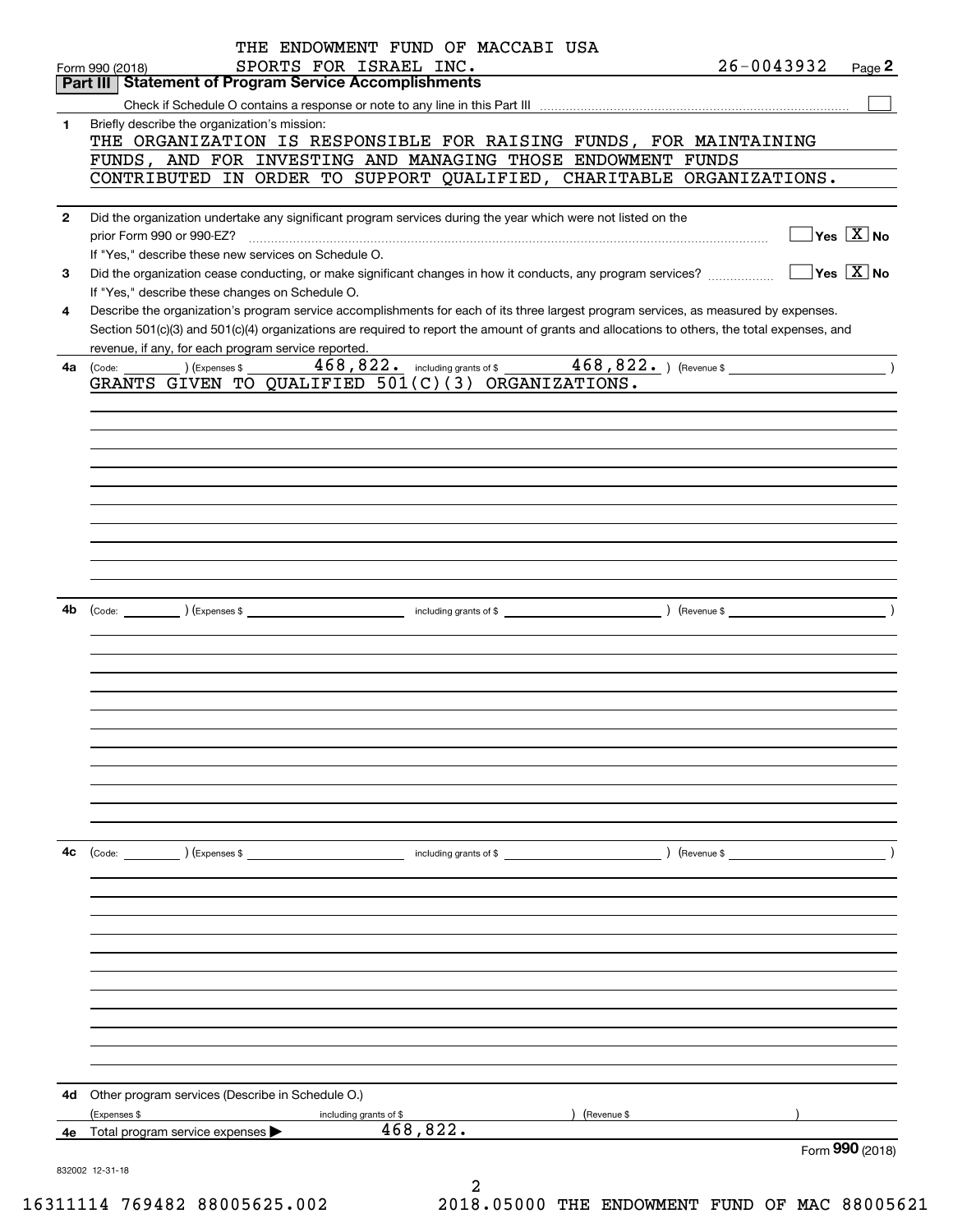THE ENDOWMENT FUND OF MACCABI USA SPORTS FOR ISRAEL INC. 26-0043932

Form 990 (2018)

## Part III | Statement of Program Service Accomplishments

Check if Schedule O contains a response or note to any line in this Part III ☐

**1** Briefly describe the organization's mission:

THE ORGANIZATION IS RESPONSIBLE FOR RAISING FUNDS, FOR MAINTAINING FUNDS, AND FOR INVESTING AND MANAGING THOSE ENDOWMENT FUNDS CONTRIBUTED IN ORDER TO SUPPORT QUALIFIED, CHARITABLE ORGANIZATIONS.

**2** Did the organization undertake any significant program services during the year which were not listed on the prior Form 990 or 990-EZ? ☐ Yes ☒ No

If "Yes," describe these new services on Schedule O.

**3** Did the organization cease conducting, or make significant changes in how it conducts, any program services? ☐ Yes ☒ No

If "Yes," describe these changes on Schedule O.

**4** Describe the organization's program service accomplishments for each of its three largest program services, as measured by expenses. Section 501(c)(3) and 501(c)(4) organizations are required to report the amount of grants and allocations to others, the total expenses, and revenue, if any, for each program service reported.

**4a** (Code: ) (Expenses $ 468,822. including grants of $ 468,822. ) (Revenue $ )

GRANTS GIVEN TO QUALIFIED 501(C)(3) ORGANIZATIONS.

**4b** (Code: ) (Expenses $ including grants of $ ) (Revenue $ )

**4c** (Code: ) (Expenses $ including grants of $ ) (Revenue $ )

**4d** Other program services (Describe in Schedule O.)

(Expenses $ including grants of $ ) (Revenue $ )

**4e** Total program service expenses ▶ 468,822.

Form **990** (2018)

832002 12-31-18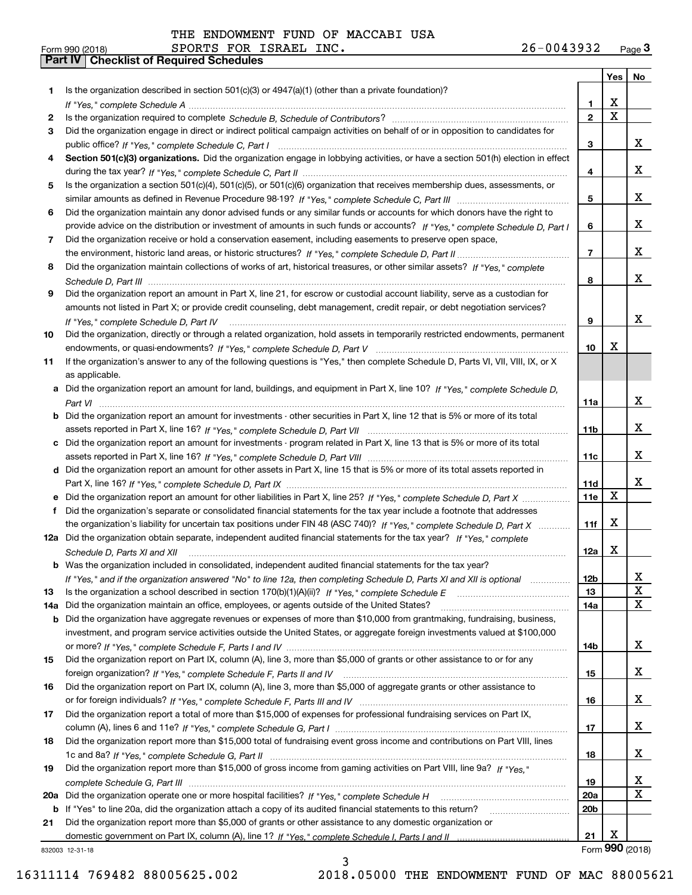THE ENDOWMENT FUND OF MACCABI USA

Form 990 (2018) SPORTS FOR ISRAEL INC. 26-0043932 Page 3

## Part IV Checklist of Required Schedules

| | | | Yes | No |
|---|---|---|---|---|
| 1 | Is the organization described in section 501(c)(3) or 4947(a)(1) (other than a private foundation)? *If "Yes," complete Schedule A* | 1 | X | |
| 2 | Is the organization required to complete *Schedule B, Schedule of Contributors*? | 2 | X | |
| 3 | Did the organization engage in direct or indirect political campaign activities on behalf of or in opposition to candidates for public office? *If "Yes," complete Schedule C, Part I* | 3 | | X |
| 4 | **Section 501(c)(3) organizations.** Did the organization engage in lobbying activities, or have a section 501(h) election in effect during the tax year? *If "Yes," complete Schedule C, Part II* | 4 | | X |
| 5 | Is the organization a section 501(c)(4), 501(c)(5), or 501(c)(6) organization that receives membership dues, assessments, or similar amounts as defined in Revenue Procedure 98-19? *If "Yes," complete Schedule C, Part III* | 5 | | X |
| 6 | Did the organization maintain any donor advised funds or any similar funds or accounts for which donors have the right to provide advice on the distribution or investment of amounts in such funds or accounts? *If "Yes," complete Schedule D, Part I* | 6 | | X |
| 7 | Did the organization receive or hold a conservation easement, including easements to preserve open space, the environment, historic land areas, or historic structures? *If "Yes," complete Schedule D, Part II* | 7 | | X |
| 8 | Did the organization maintain collections of works of art, historical treasures, or other similar assets? *If "Yes," complete Schedule D, Part III* | 8 | | X |
| 9 | Did the organization report an amount in Part X, line 21, for escrow or custodial account liability, serve as a custodian for amounts not listed in Part X; or provide credit counseling, debt management, credit repair, or debt negotiation services? *If "Yes," complete Schedule D, Part IV* | 9 | | X |
| 10 | Did the organization, directly or through a related organization, hold assets in temporarily restricted endowments, permanent endowments, or quasi-endowments? *If "Yes," complete Schedule D, Part V* | 10 | X | |
| 11 | If the organization's answer to any of the following questions is "Yes," then complete Schedule D, Parts VI, VII, VIII, IX, or X as applicable. | | | |
| a | Did the organization report an amount for land, buildings, and equipment in Part X, line 10? *If "Yes," complete Schedule D, Part VI* | 11a | | X |
| b | Did the organization report an amount for investments - other securities in Part X, line 12 that is 5% or more of its total assets reported in Part X, line 16? *If "Yes," complete Schedule D, Part VII* | 11b | | X |
| c | Did the organization report an amount for investments - program related in Part X, line 13 that is 5% or more of its total assets reported in Part X, line 16? *If "Yes," complete Schedule D, Part VIII* | 11c | | X |
| d | Did the organization report an amount for other assets in Part X, line 15 that is 5% or more of its total assets reported in Part X, line 16? *If "Yes," complete Schedule D, Part IX* | 11d | | X |
| e | Did the organization report an amount for other liabilities in Part X, line 25? *If "Yes," complete Schedule D, Part X* | 11e | X | |
| f | Did the organization's separate or consolidated financial statements for the tax year include a footnote that addresses the organization's liability for uncertain tax positions under FIN 48 (ASC 740)? *If "Yes," complete Schedule D, Part X* | 11f | X | |
| 12a | Did the organization obtain separate, independent audited financial statements for the tax year? *If "Yes," complete Schedule D, Parts XI and XII* | 12a | X | |
| b | Was the organization included in consolidated, independent audited financial statements for the tax year? *If "Yes," and if the organization answered "No" to line 12a, then completing Schedule D, Parts XI and XII is optional* | 12b | | X |
| 13 | Is the organization a school described in section 170(b)(1)(A)(ii)? *If "Yes," complete Schedule E* | 13 | | X |
| 14a | Did the organization maintain an office, employees, or agents outside of the United States? | 14a | | X |
| b | Did the organization have aggregate revenues or expenses of more than $10,000 from grantmaking, fundraising, business, investment, and program service activities outside the United States, or aggregate foreign investments valued at $100,000 or more? *If "Yes," complete Schedule F, Parts I and IV* | 14b | | X |
| 15 | Did the organization report on Part IX, column (A), line 3, more than $5,000 of grants or other assistance to or for any foreign organization? *If "Yes," complete Schedule F, Parts II and IV* | 15 | | X |
| 16 | Did the organization report on Part IX, column (A), line 3, more than $5,000 of aggregate grants or other assistance to or for foreign individuals? *If "Yes," complete Schedule F, Parts III and IV* | 16 | | X |
| 17 | Did the organization report a total of more than $15,000 of expenses for professional fundraising services on Part IX, column (A), lines 6 and 11e? *If "Yes," complete Schedule G, Part I* | 17 | | X |
| 18 | Did the organization report more than $15,000 total of fundraising event gross income and contributions on Part VIII, lines 1c and 8a? *If "Yes," complete Schedule G, Part II* | 18 | | X |
| 19 | Did the organization report more than $15,000 of gross income from gaming activities on Part VIII, line 9a? *If "Yes," complete Schedule G, Part III* | 19 | | X |
| 20a | Did the organization operate one or more hospital facilities? *If "Yes," complete Schedule H* | 20a | | X |
| b | If "Yes" to line 20a, did the organization attach a copy of its audited financial statements to this return? | 20b | | |
| 21 | Did the organization report more than $5,000 of grants or other assistance to any domestic organization or domestic government on Part IX, column (A), line 1? *If "Yes," complete Schedule I, Parts I and II* | 21 | X | |

832003 12-31-18 Form 990 (2018)

16311114 769482 88005625.002 2018.05000 THE ENDOWMENT FUND OF MAC 88005621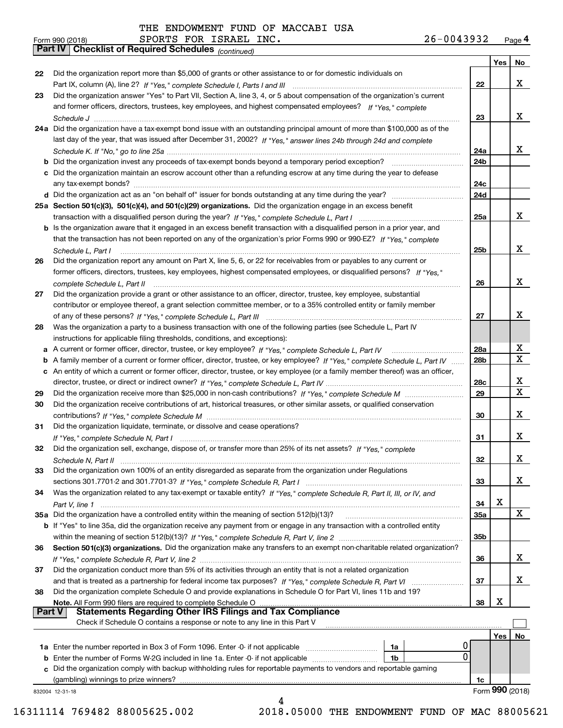THE ENDOWMENT FUND OF MACCABI USA

Form 990 (2018) SPORTS FOR ISRAEL INC. 26-0043932 Page 4

## Part IV Checklist of Required Schedules *(continued)*

| | | | Yes | No |
|---|---|---|---|---|
| 22 | Did the organization report more than $5,000 of grants or other assistance to or for domestic individuals on Part IX, column (A), line 2? *If "Yes," complete Schedule I, Parts I and III* | 22 | | X |
| 23 | Did the organization answer "Yes" to Part VII, Section A, line 3, 4, or 5 about compensation of the organization's current and former officers, directors, trustees, key employees, and highest compensated employees? *If "Yes," complete Schedule J* | 23 | | X |
| 24a | Did the organization have a tax-exempt bond issue with an outstanding principal amount of more than $100,000 as of the last day of the year, that was issued after December 31, 2002? *If "Yes," answer lines 24b through 24d and complete Schedule K. If "No," go to line 25a* | 24a | | X |
| b | Did the organization invest any proceeds of tax-exempt bonds beyond a temporary period exception? | 24b | | |
| c | Did the organization maintain an escrow account other than a refunding escrow at any time during the year to defease any tax-exempt bonds? | 24c | | |
| d | Did the organization act as an "on behalf of" issuer for bonds outstanding at any time during the year? | 24d | | |
| 25a | **Section 501(c)(3), 501(c)(4), and 501(c)(29) organizations.** Did the organization engage in an excess benefit transaction with a disqualified person during the year? *If "Yes," complete Schedule L, Part I* | 25a | | X |
| b | Is the organization aware that it engaged in an excess benefit transaction with a disqualified person in a prior year, and that the transaction has not been reported on any of the organization's prior Forms 990 or 990-EZ? *If "Yes," complete Schedule L, Part I* | 25b | | X |
| 26 | Did the organization report any amount on Part X, line 5, 6, or 22 for receivables from or payables to any current or former officers, directors, trustees, key employees, highest compensated employees, or disqualified persons? *If "Yes," complete Schedule L, Part II* | 26 | | X |
| 27 | Did the organization provide a grant or other assistance to an officer, director, trustee, key employee, substantial contributor or employee thereof, a grant selection committee member, or to a 35% controlled entity or family member of any of these persons? *If "Yes," complete Schedule L, Part III* | 27 | | X |
| 28 | Was the organization a party to a business transaction with one of the following parties (see Schedule L, Part IV instructions for applicable filing thresholds, conditions, and exceptions): | | | |
| a | A current or former officer, director, trustee, or key employee? *If "Yes," complete Schedule L, Part IV* | 28a | | X |
| b | A family member of a current or former officer, director, trustee, or key employee? *If "Yes," complete Schedule L, Part IV* | 28b | | X |
| c | An entity of which a current or former officer, director, trustee, or key employee (or a family member thereof) was an officer, director, trustee, or direct or indirect owner? *If "Yes," complete Schedule L, Part IV* | 28c | | X |
| 29 | Did the organization receive more than $25,000 in non-cash contributions? *If "Yes," complete Schedule M* | 29 | | X |
| 30 | Did the organization receive contributions of art, historical treasures, or other similar assets, or qualified conservation contributions? *If "Yes," complete Schedule M* | 30 | | X |
| 31 | Did the organization liquidate, terminate, or dissolve and cease operations? *If "Yes," complete Schedule N, Part I* | 31 | | X |
| 32 | Did the organization sell, exchange, dispose of, or transfer more than 25% of its net assets? *If "Yes," complete Schedule N, Part II* | 32 | | X |
| 33 | Did the organization own 100% of an entity disregarded as separate from the organization under Regulations sections 301.7701-2 and 301.7701-3? *If "Yes," complete Schedule R, Part I* | 33 | | X |
| 34 | Was the organization related to any tax-exempt or taxable entity? *If "Yes," complete Schedule R, Part II, III, or IV, and Part V, line 1* | 34 | X | |
| 35a | Did the organization have a controlled entity within the meaning of section 512(b)(13)? | 35a | | X |
| b | If "Yes" to line 35a, did the organization receive any payment from or engage in any transaction with a controlled entity within the meaning of section 512(b)(13)? *If "Yes," complete Schedule R, Part V, line 2* | 35b | | |
| 36 | **Section 501(c)(3) organizations.** Did the organization make any transfers to an exempt non-charitable related organization? *If "Yes," complete Schedule R, Part V, line 2* | 36 | | X |
| 37 | Did the organization conduct more than 5% of its activities through an entity that is not a related organization and that is treated as a partnership for federal income tax purposes? *If "Yes," complete Schedule R, Part VI* | 37 | | X |
| 38 | Did the organization complete Schedule O and provide explanations in Schedule O for Part VI, lines 11b and 19? **Note.** All Form 990 filers are required to complete Schedule O | 38 | X | |

## Part V Statements Regarding Other IRS Filings and Tax Compliance

Check if Schedule O contains a response or note to any line in this Part V ☐

| | | | | | Yes | No |
|---|---|---|---|---|---|---|
| 1a | Enter the number reported in Box 3 of Form 1096. Enter -0- if not applicable | 1a | 0 | | | |
| b | Enter the number of Forms W-2G included in line 1a. Enter -0- if not applicable | 1b | 0 | | | |
| c | Did the organization comply with backup withholding rules for reportable payments to vendors and reportable gaming (gambling) winnings to prize winners? | | | 1c | | |

832004 12-31-18 Form **990** (2018)

16311114 769482 88005625.002 2018.05000 THE ENDOWMENT FUND OF MAC 88005621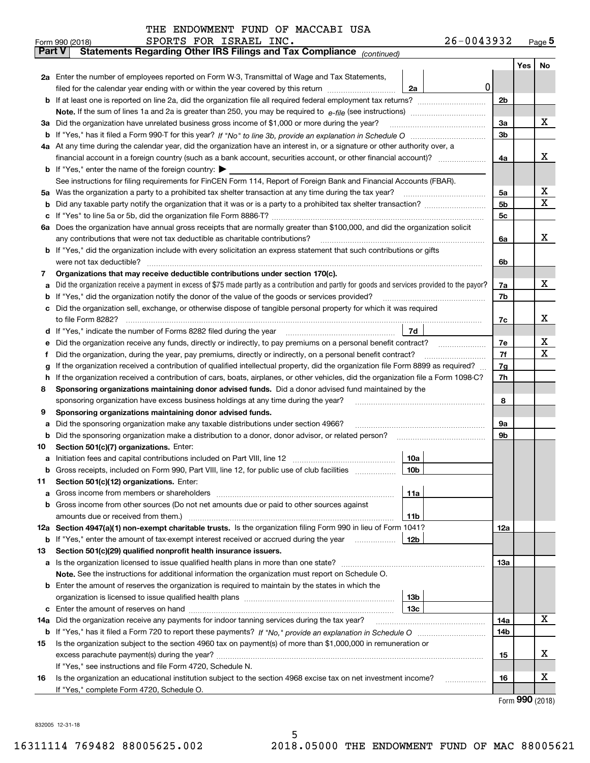THE ENDOWMENT FUND OF MACCABI USA SPORTS FOR ISRAEL INC. 26-0043932

Form 990 (2018) Page **5**

## Part V — Statements Regarding Other IRS Filings and Tax Compliance *(continued)*

| | | | | Yes | No |
|---|---|---|---|---|---|
| **2a** | Enter the number of employees reported on Form W-3, Transmittal of Wage and Tax Statements, filed for the calendar year ending with or within the year covered by this return | 2a | 0 | | |
| **b** | If at least one is reported on line 2a, did the organization file all required federal employment tax returns? | 2b | | | |
| | **Note.** If the sum of lines 1a and 2a is greater than 250, you may be required to *e-file* (see instructions) | | | | |
| **3a** | Did the organization have unrelated business gross income of $1,000 or more during the year? | 3a | | | X |
| **b** | If "Yes," has it filed a Form 990-T for this year? *If "No" to line 3b, provide an explanation in Schedule O* | 3b | | | |
| **4a** | At any time during the calendar year, did the organization have an interest in, or a signature or other authority over, a financial account in a foreign country (such as a bank account, securities account, or other financial account)? | 4a | | | X |
| **b** | If "Yes," enter the name of the foreign country: ▶ | | | | |
| | See instructions for filing requirements for FinCEN Form 114, Report of Foreign Bank and Financial Accounts (FBAR). | | | | |
| **5a** | Was the organization a party to a prohibited tax shelter transaction at any time during the tax year? | 5a | | | X |
| **b** | Did any taxable party notify the organization that it was or is a party to a prohibited tax shelter transaction? | 5b | | | X |
| **c** | If "Yes" to line 5a or 5b, did the organization file Form 8886-T? | 5c | | | |
| **6a** | Does the organization have annual gross receipts that are normally greater than $100,000, and did the organization solicit any contributions that were not tax deductible as charitable contributions? | 6a | | | X |
| **b** | If "Yes," did the organization include with every solicitation an express statement that such contributions or gifts were not tax deductible? | 6b | | | |
| **7** | **Organizations that may receive deductible contributions under section 170(c).** | | | | |
| **a** | Did the organization receive a payment in excess of $75 made partly as a contribution and partly for goods and services provided to the payor? | 7a | | | X |
| **b** | If "Yes," did the organization notify the donor of the value of the goods or services provided? | 7b | | | |
| **c** | Did the organization sell, exchange, or otherwise dispose of tangible personal property for which it was required to file Form 8282? | 7c | | | X |
| **d** | If "Yes," indicate the number of Forms 8282 filed during the year | 7d | | | |
| **e** | Did the organization receive any funds, directly or indirectly, to pay premiums on a personal benefit contract? | 7e | | | X |
| **f** | Did the organization, during the year, pay premiums, directly or indirectly, on a personal benefit contract? | 7f | | | X |
| **g** | If the organization received a contribution of qualified intellectual property, did the organization file Form 8899 as required? | 7g | | | |
| **h** | If the organization received a contribution of cars, boats, airplanes, or other vehicles, did the organization file a Form 1098-C? | 7h | | | |
| **8** | **Sponsoring organizations maintaining donor advised funds.** Did a donor advised fund maintained by the sponsoring organization have excess business holdings at any time during the year? | 8 | | | |
| **9** | **Sponsoring organizations maintaining donor advised funds.** | | | | |
| **a** | Did the sponsoring organization make any taxable distributions under section 4966? | 9a | | | |
| **b** | Did the sponsoring organization make a distribution to a donor, donor advisor, or related person? | 9b | | | |
| **10** | **Section 501(c)(7) organizations.** Enter: | | | | |
| **a** | Initiation fees and capital contributions included on Part VIII, line 12 | 10a | | | |
| **b** | Gross receipts, included on Form 990, Part VIII, line 12, for public use of club facilities | 10b | | | |
| **11** | **Section 501(c)(12) organizations.** Enter: | | | | |
| **a** | Gross income from members or shareholders | 11a | | | |
| **b** | Gross income from other sources (Do not net amounts due or paid to other sources against amounts due or received from them.) | 11b | | | |
| **12a** | **Section 4947(a)(1) non-exempt charitable trusts.** Is the organization filing Form 990 in lieu of Form 1041? | 12a | | | |
| **b** | If "Yes," enter the amount of tax-exempt interest received or accrued during the year | 12b | | | |
| **13** | **Section 501(c)(29) qualified nonprofit health insurance issuers.** | | | | |
| **a** | Is the organization licensed to issue qualified health plans in more than one state? | 13a | | | |
| | **Note.** See the instructions for additional information the organization must report on Schedule O. | | | | |
| **b** | Enter the amount of reserves the organization is required to maintain by the states in which the organization is licensed to issue qualified health plans | 13b | | | |
| **c** | Enter the amount of reserves on hand | 13c | | | |
| **14a** | Did the organization receive any payments for indoor tanning services during the tax year? | 14a | | | X |
| **b** | If "Yes," has it filed a Form 720 to report these payments? *If "No," provide an explanation in Schedule O* | 14b | | | |
| **15** | Is the organization subject to the section 4960 tax on payment(s) of more than $1,000,000 in remuneration or excess parachute payment(s) during the year? | 15 | | | X |
| | If "Yes," see instructions and file Form 4720, Schedule N. | | | | |
| **16** | Is the organization an educational institution subject to the section 4968 excise tax on net investment income? | 16 | | | X |
| | If "Yes," complete Form 4720, Schedule O. | | | | |

Form **990** (2018)

832005 12-31-18

16311114 769482 88005625.002 2018.05000 THE ENDOWMENT FUND OF MAC 88005621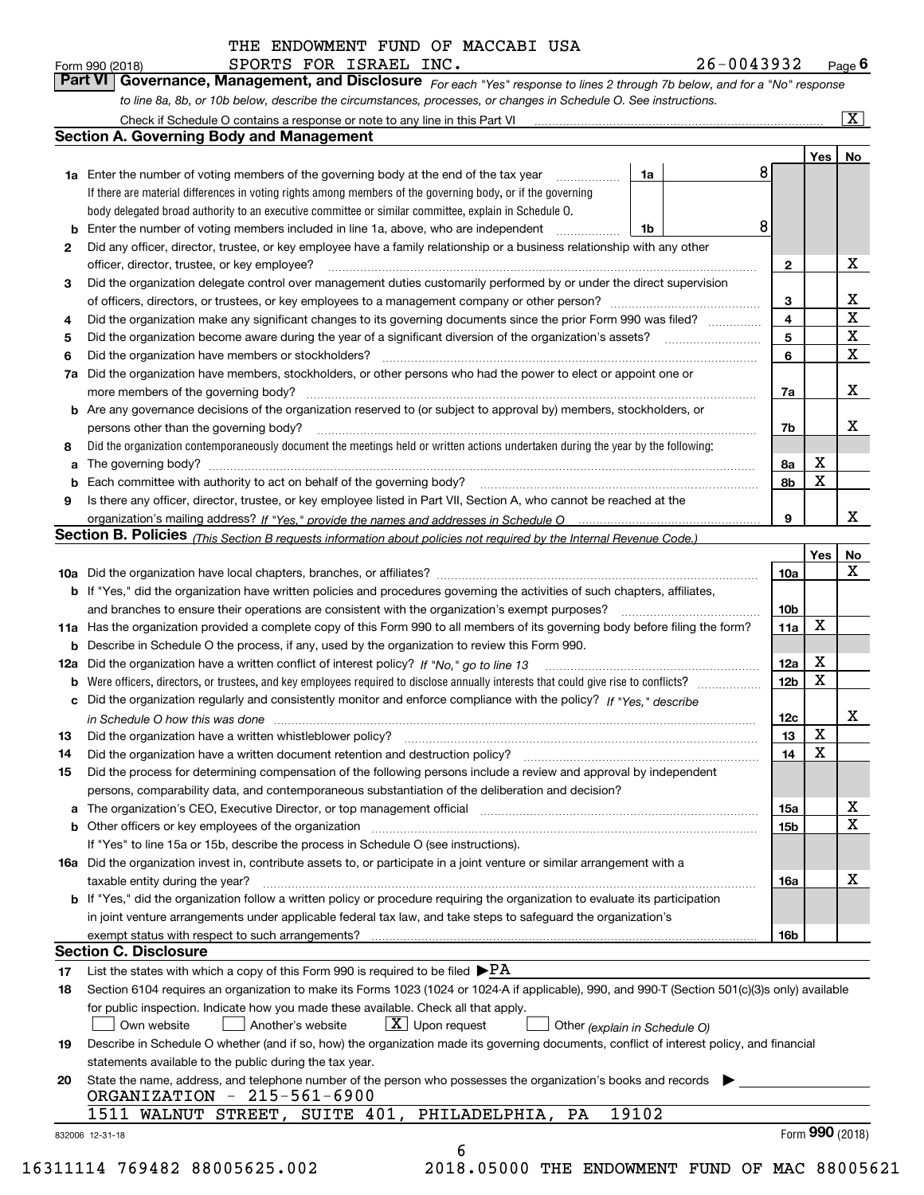THE ENDOWMENT FUND OF MACCABI USA

Form 990 (2018) SPORTS FOR ISRAEL INC. 26-0043932 Page 6

**Part VI Governance, Management, and Disclosure** *For each "Yes" response to lines 2 through 7b below, and for a "No" response to line 8a, 8b, or 10b below, describe the circumstances, processes, or changes in Schedule O. See instructions.*

Check if Schedule O contains a response or note to any line in this Part VI [X]

**Section A. Governing Body and Management**

| | | | | Yes | No |
|---|---|---|---|---|---|
| 1a | Enter the number of voting members of the governing body at the end of the tax year | 1a | 8 | | |
| | If there are material differences in voting rights among members of the governing body, or if the governing body delegated broad authority to an executive committee or similar committee, explain in Schedule O. | | | | |
| b | Enter the number of voting members included in line 1a, above, who are independent | 1b | 8 | | |
| 2 | Did any officer, director, trustee, or key employee have a family relationship or a business relationship with any other officer, director, trustee, or key employee? | 2 | | | X |
| 3 | Did the organization delegate control over management duties customarily performed by or under the direct supervision of officers, directors, or trustees, or key employees to a management company or other person? | 3 | | | X |
| 4 | Did the organization make any significant changes to its governing documents since the prior Form 990 was filed? | 4 | | | X |
| 5 | Did the organization become aware during the year of a significant diversion of the organization's assets? | 5 | | | X |
| 6 | Did the organization have members or stockholders? | 6 | | | X |
| 7a | Did the organization have members, stockholders, or other persons who had the power to elect or appoint one or more members of the governing body? | 7a | | | X |
| b | Are any governance decisions of the organization reserved to (or subject to approval by) members, stockholders, or persons other than the governing body? | 7b | | | X |
| 8 | Did the organization contemporaneously document the meetings held or written actions undertaken during the year by the following: | | | | |
| a | The governing body? | 8a | | X | |
| b | Each committee with authority to act on behalf of the governing body? | 8b | | X | |
| 9 | Is there any officer, director, trustee, or key employee listed in Part VII, Section A, who cannot be reached at the organization's mailing address? *If "Yes," provide the names and addresses in Schedule O* | 9 | | | X |

**Section B. Policies** *(This Section B requests information about policies not required by the Internal Revenue Code.)*

| | | | Yes | No |
|---|---|---|---|---|
| 10a | Did the organization have local chapters, branches, or affiliates? | 10a | | X |
| b | If "Yes," did the organization have written policies and procedures governing the activities of such chapters, affiliates, and branches to ensure their operations are consistent with the organization's exempt purposes? | 10b | | |
| 11a | Has the organization provided a complete copy of this Form 990 to all members of its governing body before filing the form? | 11a | X | |
| b | Describe in Schedule O the process, if any, used by the organization to review this Form 990. | | | |
| 12a | Did the organization have a written conflict of interest policy? *If "No," go to line 13* | 12a | X | |
| b | Were officers, directors, or trustees, and key employees required to disclose annually interests that could give rise to conflicts? | 12b | X | |
| c | Did the organization regularly and consistently monitor and enforce compliance with the policy? *If "Yes," describe in Schedule O how this was done* | 12c | | X |
| 13 | Did the organization have a written whistleblower policy? | 13 | X | |
| 14 | Did the organization have a written document retention and destruction policy? | 14 | X | |
| 15 | Did the process for determining compensation of the following persons include a review and approval by independent persons, comparability data, and contemporaneous substantiation of the deliberation and decision? | | | |
| a | The organization's CEO, Executive Director, or top management official | 15a | | X |
| b | Other officers or key employees of the organization | 15b | | X |
| | If "Yes" to line 15a or 15b, describe the process in Schedule O (see instructions). | | | |
| 16a | Did the organization invest in, contribute assets to, or participate in a joint venture or similar arrangement with a taxable entity during the year? | 16a | | X |
| b | If "Yes," did the organization follow a written policy or procedure requiring the organization to evaluate its participation in joint venture arrangements under applicable federal tax law, and take steps to safeguard the organization's exempt status with respect to such arrangements? | 16b | | |

**Section C. Disclosure**

17 List the states with which a copy of this Form 990 is required to be filed ▶PA

18 Section 6104 requires an organization to make its Forms 1023 (1024 or 1024-A if applicable), 990, and 990-T (Section 501(c)(3)s only) available for public inspection. Indicate how you made these available. Check all that apply.

[ ] Own website [ ] Another's website [X] Upon request [ ] Other *(explain in Schedule O)*

19 Describe in Schedule O whether (and if so, how) the organization made its governing documents, conflict of interest policy, and financial statements available to the public during the tax year.

20 State the name, address, and telephone number of the person who possesses the organization's books and records ▶

ORGANIZATION - 215-561-6900
1511 WALNUT STREET, SUITE 401, PHILADELPHIA, PA 19102

832006 12-31-18 Form **990** (2018)

16311114 769482 88005625.002 2018.05000 THE ENDOWMENT FUND OF MAC 88005621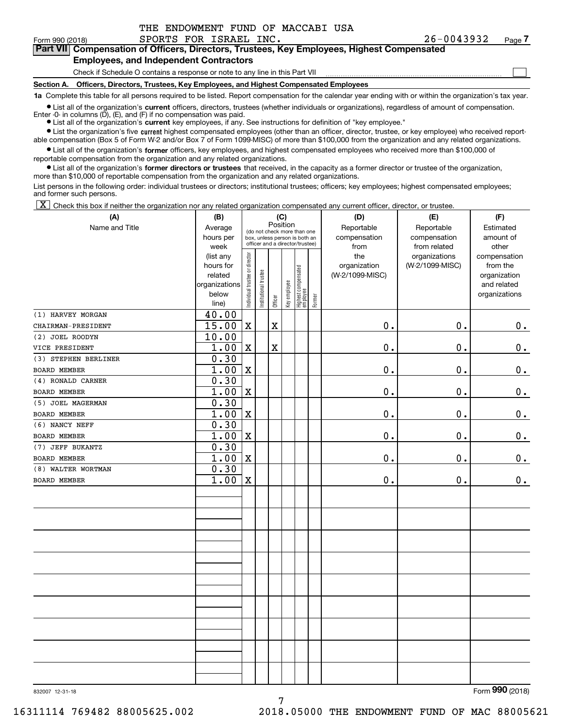THE ENDOWMENT FUND OF MACCABI USA
Form 990 (2018) SPORTS FOR ISRAEL INC. 26-0043932 Page 7

**Part VII Compensation of Officers, Directors, Trustees, Key Employees, Highest Compensated Employees, and Independent Contractors**

Check if Schedule O contains a response or note to any line in this Part VII ☐

**Section A. Officers, Directors, Trustees, Key Employees, and Highest Compensated Employees**

**1a** Complete this table for all persons required to be listed. Report compensation for the calendar year ending with or within the organization's tax year.

- List all of the organization's **current** officers, directors, trustees (whether individuals or organizations), regardless of amount of compensation. Enter -0- in columns (D), (E), and (F) if no compensation was paid.
- List all of the organization's **current** key employees, if any. See instructions for definition of "key employee."
- List the organization's five **current** highest compensated employees (other than an officer, director, trustee, or key employee) who received reportable compensation (Box 5 of Form W-2 and/or Box 7 of Form 1099-MISC) of more than $100,000 from the organization and any related organizations.
- List all of the organization's **former** officers, key employees, and highest compensated employees who received more than $100,000 of reportable compensation from the organization and any related organizations.
- List all of the organization's **former directors or trustees** that received, in the capacity as a former director or trustee of the organization, more than $10,000 of reportable compensation from the organization and any related organizations.

List persons in the following order: individual trustees or directors; institutional trustees; officers; key employees; highest compensated employees; and former such persons.

☒ Check this box if neither the organization nor any related organization compensated any current officer, director, or trustee.

| (A) Name and Title | (B) Average hours per week (list any hours for related organizations below line) | (C) Position: Individual trustee or director | Institutional trustee | Officer | Key employee | Highest compensated employee | Former | (D) Reportable compensation from the organization (W-2/1099-MISC) | (E) Reportable compensation from related organizations (W-2/1099-MISC) | (F) Estimated amount of other compensation from the organization and related organizations |
|---|---|---|---|---|---|---|---|---|---|---|
| (1) HARVEY MORGAN<br>CHAIRMAN-PRESIDENT | 40.00<br>15.00 | X | | X | | | | 0. | 0. | 0. |
| (2) JOEL ROODYN<br>VICE PRESIDENT | 10.00<br>1.00 | X | | X | | | | 0. | 0. | 0. |
| (3) STEPHEN BERLINER<br>BOARD MEMBER | 0.30<br>1.00 | X | | | | | | 0. | 0. | 0. |
| (4) RONALD CARNER<br>BOARD MEMBER | 0.30<br>1.00 | X | | | | | | 0. | 0. | 0. |
| (5) JOEL MAGERMAN<br>BOARD MEMBER | 0.30<br>1.00 | X | | | | | | 0. | 0. | 0. |
| (6) NANCY NEFF<br>BOARD MEMBER | 0.30<br>1.00 | X | | | | | | 0. | 0. | 0. |
| (7) JEFF BUKANTZ<br>BOARD MEMBER | 0.30<br>1.00 | X | | | | | | 0. | 0. | 0. |
| (8) WALTER WORTMAN<br>BOARD MEMBER | 0.30<br>1.00 | X | | | | | | 0. | 0. | 0. |

832007 12-31-18 Form 990 (2018)

16311114 769482 88005625.002 2018.05000 THE ENDOWMENT FUND OF MAC 88005621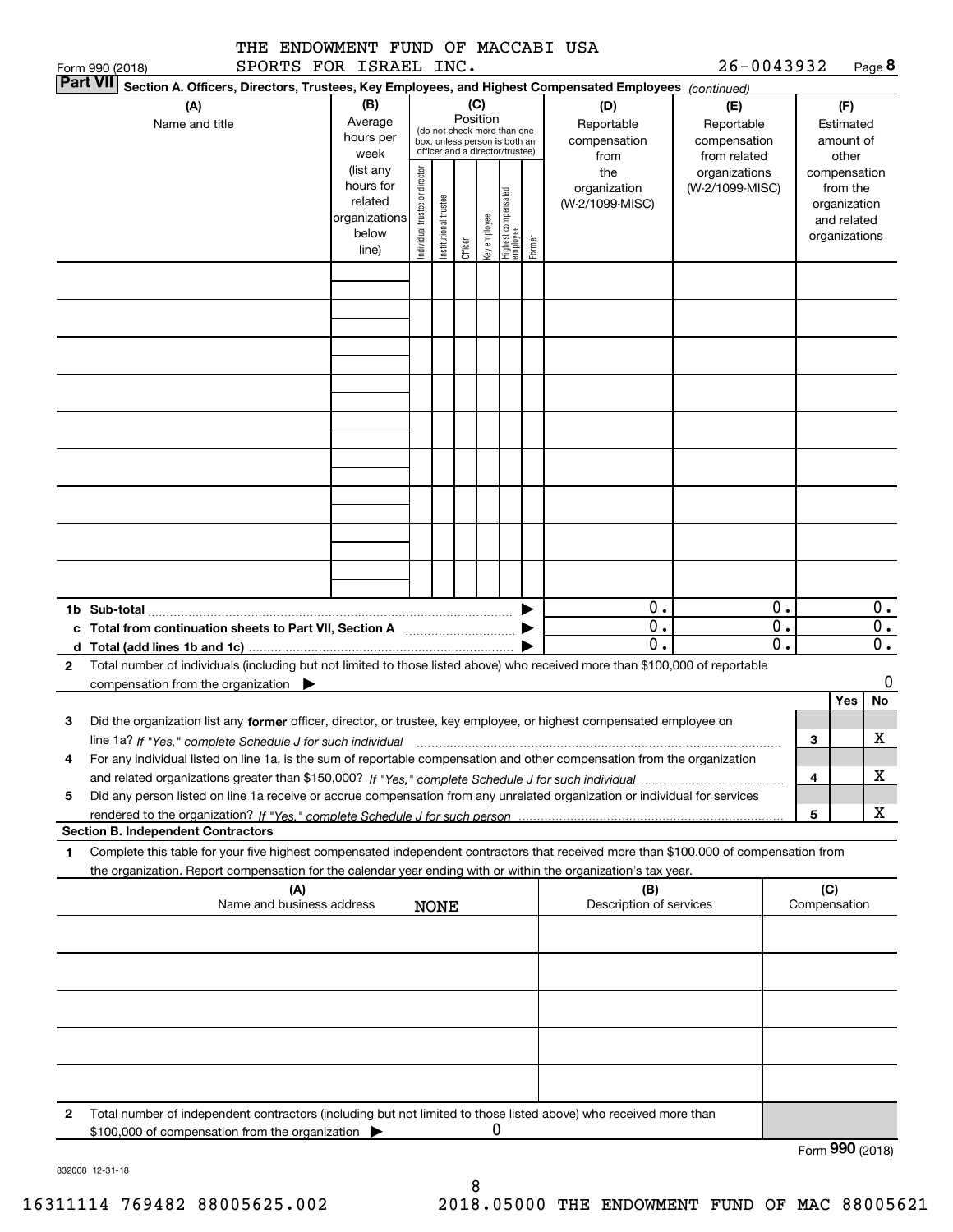THE ENDOWMENT FUND OF MACCABI USA SPORTS FOR ISRAEL INC.

Form 990 (2018) 26-0043932 Page **8**

**Part VII** **Section A. Officers, Directors, Trustees, Key Employees, and Highest Compensated Employees** *(continued)*

| (A) Name and title | (B) Average hours per week (list any hours for related organizations below line) | (C) Position (do not check more than one box, unless person is both an officer and a director/trustee): Individual trustee or director | Institutional trustee | Officer | Key employee | Highest compensated employee | Former | (D) Reportable compensation from the organization (W-2/1099-MISC) | (E) Reportable compensation from related organizations (W-2/1099-MISC) | (F) Estimated amount of other compensation from the organization and related organizations |
|---|---|---|---|---|---|---|---|---|---|---|
| | | | | | | | | | | |
| | | | | | | | | | | |
| | | | | | | | | | | |
| | | | | | | | | | | |
| | | | | | | | | | | |
| | | | | | | | | | | |
| | | | | | | | | | | |
| | | | | | | | | | | |
| | | | | | | | | | | |
| **1b Sub-total** | | | | | | | ▶ | 0. | 0. | 0. |
| **c Total from continuation sheets to Part VII, Section A** | | | | | | | ▶ | 0. | 0. | 0. |
| **d Total (add lines 1b and 1c)** | | | | | | | ▶ | 0. | 0. | 0. |

**2** Total number of individuals (including but not limited to those listed above) who received more than $100,000 of reportable compensation from the organization ▶ 0

| | | Yes | No |
|---|---|---|---|
| **3** Did the organization list any **former** officer, director, or trustee, key employee, or highest compensated employee on line 1a? *If "Yes," complete Schedule J for such individual* | 3 | | X |
| **4** For any individual listed on line 1a, is the sum of reportable compensation and other compensation from the organization and related organizations greater than $150,000? *If "Yes," complete Schedule J for such individual* | 4 | | X |
| **5** Did any person listed on line 1a receive or accrue compensation from any unrelated organization or individual for services rendered to the organization? *If "Yes," complete Schedule J for such person* | 5 | | X |

**Section B. Independent Contractors**

**1** Complete this table for your five highest compensated independent contractors that received more than $100,000 of compensation from the organization. Report compensation for the calendar year ending with or within the organization's tax year.

| (A) Name and business address | (B) Description of services | (C) Compensation |
|---|---|---|
| NONE | | |
| | | |
| | | |
| | | |
| | | |

**2** Total number of independent contractors (including but not limited to those listed above) who received more than $100,000 of compensation from the organization ▶ 0

Form **990** (2018)

832008 12-31-18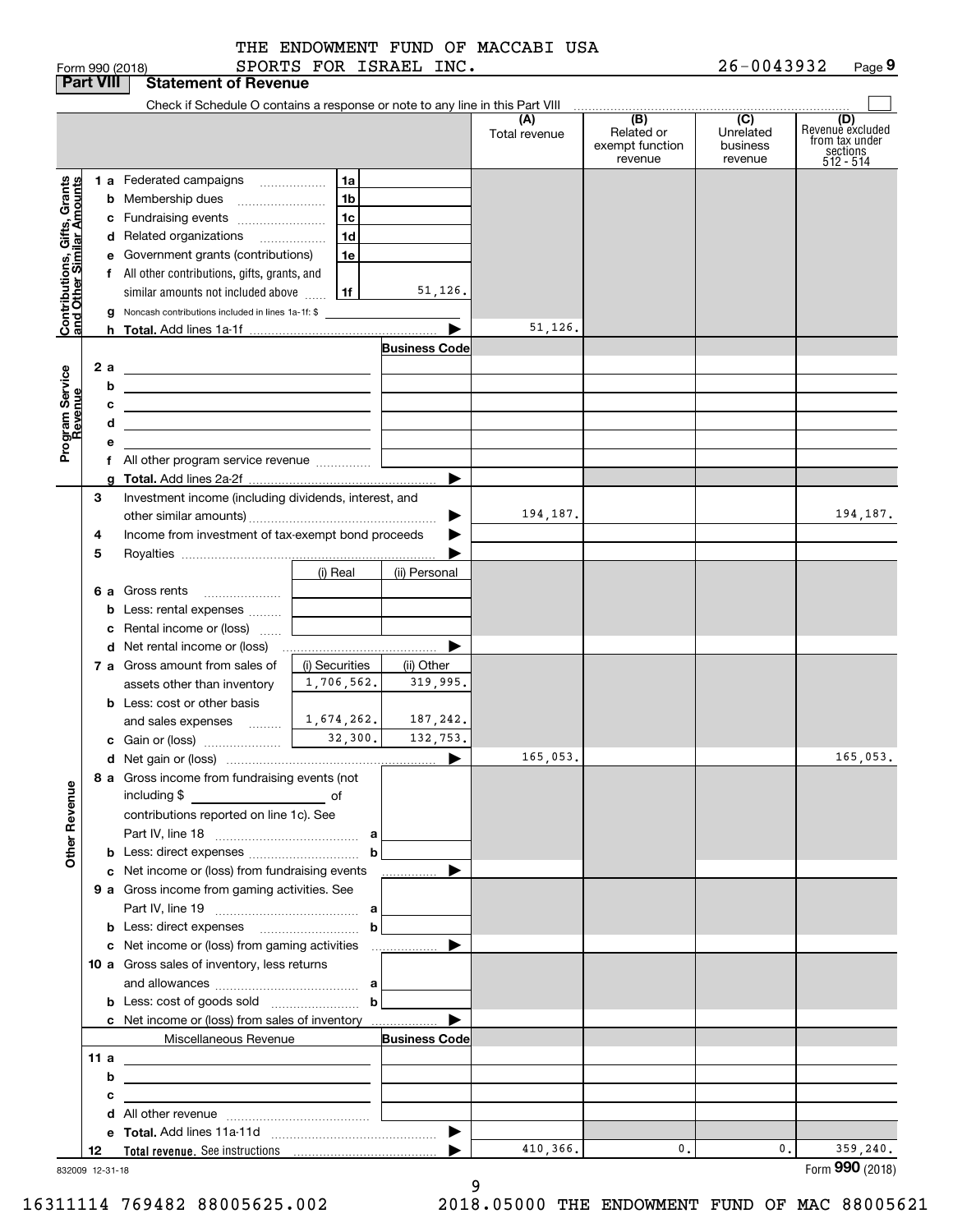THE ENDOWMENT FUND OF MACCABI USA SPORTS FOR ISRAEL INC.

Form 990 (2018) 26-0043932 Page 9

## Part VIII Statement of Revenue

Check if Schedule O contains a response or note to any line in this Part VIII

| | | | (A) Total revenue | (B) Related or exempt function revenue | (C) Unrelated business revenue | (D) Revenue excluded from tax under sections 512 - 514 |
|---|---|---|---|---|---|---|
| **Contributions, Gifts, Grants and Other Similar Amounts** | 1a Federated campaigns | 1a | | | | |
| | b Membership dues | 1b | | | | |
| | c Fundraising events | 1c | | | | |
| | d Related organizations | 1d | | | | |
| | e Government grants (contributions) | 1e | | | | |
| | f All other contributions, gifts, grants, and similar amounts not included above | 1f 51,126. | | | | |
| | g Noncash contributions included in lines 1a-1f: $ | | | | | |
| | h Total. Add lines 1a-1f | | 51,126. | | | |
| **Program Service Revenue** | | Business Code | | | | |
| | 2a | | | | | |
| | b | | | | | |
| | c | | | | | |
| | d | | | | | |
| | e | | | | | |
| | f All other program service revenue | | | | | |
| | g Total. Add lines 2a-2f | | | | | |
| **Other Revenue** | 3 Investment income (including dividends, interest, and other similar amounts) | | 194,187. | | | 194,187. |
| | 4 Income from investment of tax-exempt bond proceeds | | | | | |
| | 5 Royalties | | | | | |
| | | (i) Real / (ii) Personal | | | | |
| | 6a Gross rents | | | | | |
| | b Less: rental expenses | | | | | |
| | c Rental income or (loss) | | | | | |
| | d Net rental income or (loss) | | | | | |
| | 7a Gross amount from sales of assets other than inventory | (i) Securities 1,706,562. / (ii) Other 319,995. | | | | |
| | b Less: cost or other basis and sales expenses | 1,674,262. / 187,242. | | | | |
| | c Gain or (loss) | 32,300. / 132,753. | | | | |
| | d Net gain or (loss) | | 165,053. | | | 165,053. |
| | 8a Gross income from fundraising events (not including $ ___ of contributions reported on line 1c). See Part IV, line 18 | a | | | | |
| | b Less: direct expenses | b | | | | |
| | c Net income or (loss) from fundraising events | | | | | |
| | 9a Gross income from gaming activities. See Part IV, line 19 | a | | | | |
| | b Less: direct expenses | b | | | | |
| | c Net income or (loss) from gaming activities | | | | | |
| | 10a Gross sales of inventory, less returns and allowances | a | | | | |
| | b Less: cost of goods sold | b | | | | |
| | c Net income or (loss) from sales of inventory | | | | | |
| | Miscellaneous Revenue | Business Code | | | | |
| | 11a | | | | | |
| | b | | | | | |
| | c | | | | | |
| | d All other revenue | | | | | |
| | e Total. Add lines 11a-11d | | | | | |
| | 12 Total revenue. See instructions | | 410,366. | 0. | 0. | 359,240. |

832009 12-31-18 Form 990 (2018)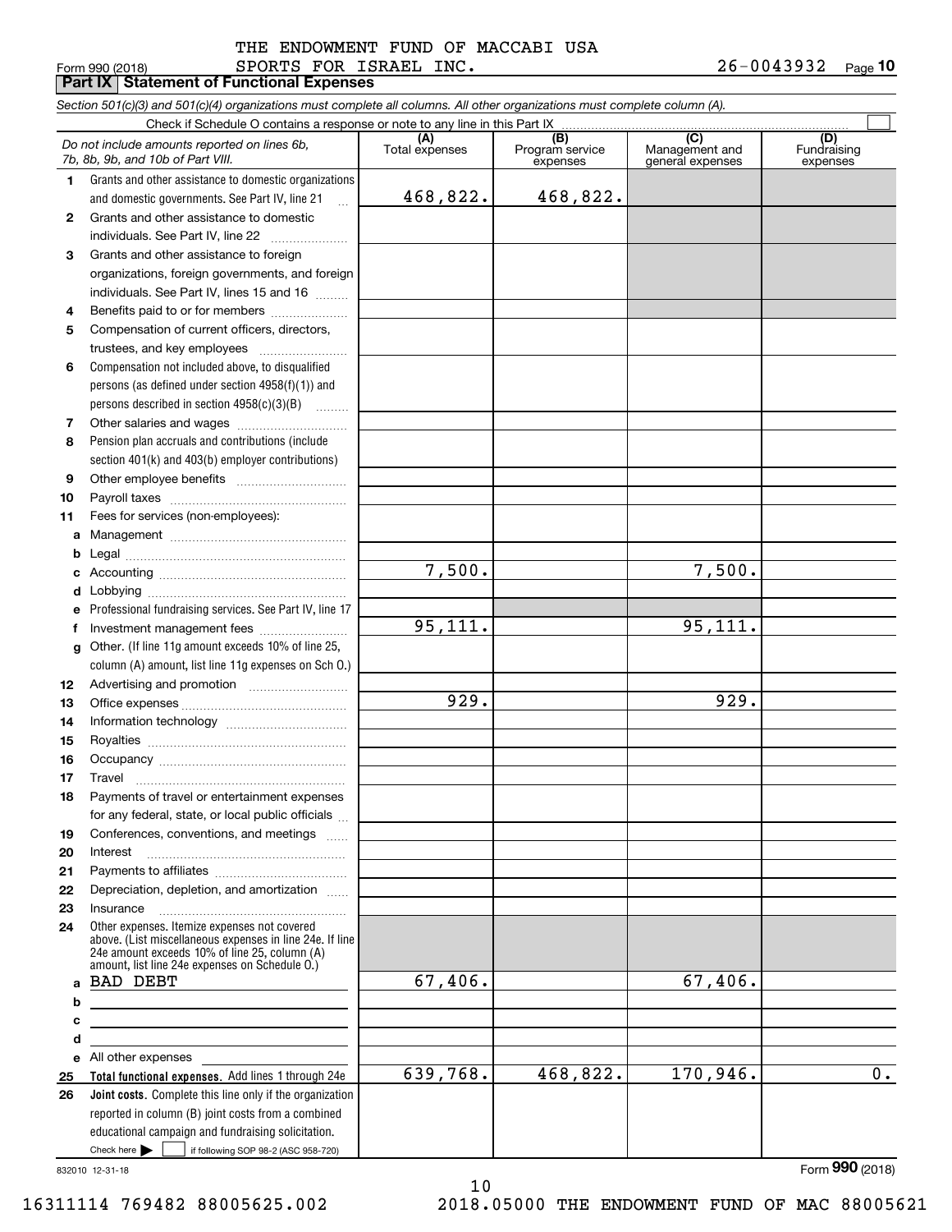THE ENDOWMENT FUND OF MACCABI USA SPORTS FOR ISRAEL INC.

Form 990 (2018) 26-0043932

## Part IX Statement of Functional Expenses

*Section 501(c)(3) and 501(c)(4) organizations must complete all columns. All other organizations must complete column (A).*

Check if Schedule O contains a response or note to any line in this Part IX

| | *Do not include amounts reported on lines 6b, 7b, 8b, 9b, and 10b of Part VIII.* | (A) Total expenses | (B) Program service expenses | (C) Management and general expenses | (D) Fundraising expenses |
|---|---|---|---|---|---|
| 1 | Grants and other assistance to domestic organizations and domestic governments. See Part IV, line 21 | 468,822. | 468,822. | | |
| 2 | Grants and other assistance to domestic individuals. See Part IV, line 22 | | | | |
| 3 | Grants and other assistance to foreign organizations, foreign governments, and foreign individuals. See Part IV, lines 15 and 16 | | | | |
| 4 | Benefits paid to or for members | | | | |
| 5 | Compensation of current officers, directors, trustees, and key employees | | | | |
| 6 | Compensation not included above, to disqualified persons (as defined under section 4958(f)(1)) and persons described in section 4958(c)(3)(B) | | | | |
| 7 | Other salaries and wages | | | | |
| 8 | Pension plan accruals and contributions (include section 401(k) and 403(b) employer contributions) | | | | |
| 9 | Other employee benefits | | | | |
| 10 | Payroll taxes | | | | |
| 11 | Fees for services (non-employees): | | | | |
| a | Management | | | | |
| b | Legal | | | | |
| c | Accounting | 7,500. | | 7,500. | |
| d | Lobbying | | | | |
| e | Professional fundraising services. See Part IV, line 17 | | | | |
| f | Investment management fees | 95,111. | | 95,111. | |
| g | Other. (If line 11g amount exceeds 10% of line 25, column (A) amount, list line 11g expenses on Sch O.) | | | | |
| 12 | Advertising and promotion | | | | |
| 13 | Office expenses | 929. | | 929. | |
| 14 | Information technology | | | | |
| 15 | Royalties | | | | |
| 16 | Occupancy | | | | |
| 17 | Travel | | | | |
| 18 | Payments of travel or entertainment expenses for any federal, state, or local public officials | | | | |
| 19 | Conferences, conventions, and meetings | | | | |
| 20 | Interest | | | | |
| 21 | Payments to affiliates | | | | |
| 22 | Depreciation, depletion, and amortization | | | | |
| 23 | Insurance | | | | |
| 24 | Other expenses. Itemize expenses not covered above. (List miscellaneous expenses in line 24e. If line 24e amount exceeds 10% of line 25, column (A) amount, list line 24e expenses on Schedule O.) | | | | |
| a | BAD DEBT | 67,406. | | 67,406. | |
| b | | | | | |
| c | | | | | |
| d | | | | | |
| e | All other expenses | | | | |
| 25 | **Total functional expenses.** Add lines 1 through 24e | 639,768. | 468,822. | 170,946. | 0. |
| 26 | **Joint costs.** Complete this line only if the organization reported in column (B) joint costs from a combined educational campaign and fundraising solicitation. Check here ▶ ☐ if following SOP 98-2 (ASC 958-720) | | | | |

832010 12-31-18

Form **990** (2018)

16311114 769482 88005625.002 2018.05000 THE ENDOWMENT FUND OF MAC 88005621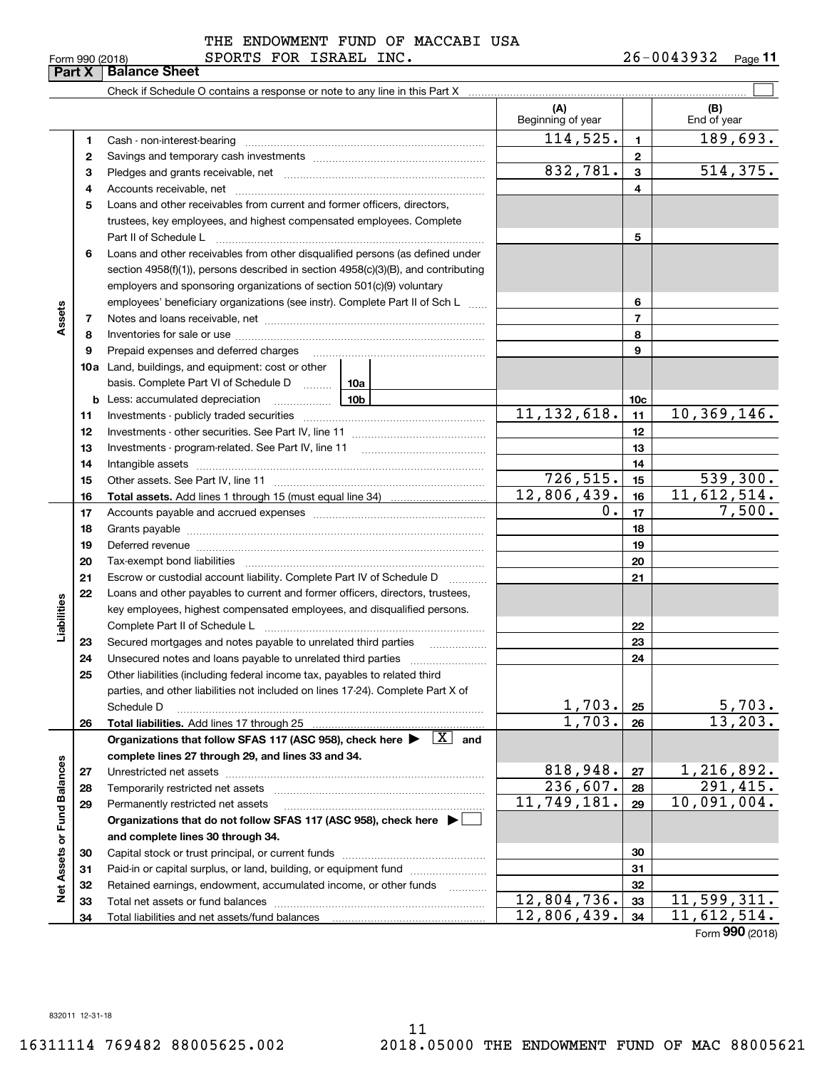THE ENDOWMENT FUND OF MACCABI USA SPORTS FOR ISRAEL INC. 26-0043932

Form 990 (2018)

## Part X Balance Sheet

Check if Schedule O contains a response or note to any line in this Part X ☐

| | | | (A) Beginning of year | | (B) End of year |
|---|---|---|---|---|---|
| **Assets** | 1 | Cash - non-interest-bearing | 114,525. | 1 | 189,693. |
| | 2 | Savings and temporary cash investments | | 2 | |
| | 3 | Pledges and grants receivable, net | 832,781. | 3 | 514,375. |
| | 4 | Accounts receivable, net | | 4 | |
| | 5 | Loans and other receivables from current and former officers, directors, trustees, key employees, and highest compensated employees. Complete Part II of Schedule L | | 5 | |
| | 6 | Loans and other receivables from other disqualified persons (as defined under section 4958(f)(1)), persons described in section 4958(c)(3)(B), and contributing employers and sponsoring organizations of section 501(c)(9) voluntary employees' beneficiary organizations (see instr). Complete Part II of Sch L | | 6 | |
| | 7 | Notes and loans receivable, net | | 7 | |
| | 8 | Inventories for sale or use | | 8 | |
| | 9 | Prepaid expenses and deferred charges | | 9 | |
| | 10a | Land, buildings, and equipment: cost or other basis. Complete Part VI of Schedule D — 10a | | | |
| | b | Less: accumulated depreciation — 10b | | 10c | |
| | 11 | Investments - publicly traded securities | 11,132,618. | 11 | 10,369,146. |
| | 12 | Investments - other securities. See Part IV, line 11 | | 12 | |
| | 13 | Investments - program-related. See Part IV, line 11 | | 13 | |
| | 14 | Intangible assets | | 14 | |
| | 15 | Other assets. See Part IV, line 11 | 726,515. | 15 | 539,300. |
| | 16 | **Total assets.** Add lines 1 through 15 (must equal line 34) | 12,806,439. | 16 | 11,612,514. |
| **Liabilities** | 17 | Accounts payable and accrued expenses | 0. | 17 | 7,500. |
| | 18 | Grants payable | | 18 | |
| | 19 | Deferred revenue | | 19 | |
| | 20 | Tax-exempt bond liabilities | | 20 | |
| | 21 | Escrow or custodial account liability. Complete Part IV of Schedule D | | 21 | |
| | 22 | Loans and other payables to current and former officers, directors, trustees, key employees, highest compensated employees, and disqualified persons. Complete Part II of Schedule L | | 22 | |
| | 23 | Secured mortgages and notes payable to unrelated third parties | | 23 | |
| | 24 | Unsecured notes and loans payable to unrelated third parties | | 24 | |
| | 25 | Other liabilities (including federal income tax, payables to related third parties, and other liabilities not included on lines 17-24). Complete Part X of Schedule D | 1,703. | 25 | 5,703. |
| | 26 | **Total liabilities.** Add lines 17 through 25 | 1,703. | 26 | 13,203. |
| **Net Assets or Fund Balances** | | **Organizations that follow SFAS 117 (ASC 958), check here ▶ [X] and complete lines 27 through 29, and lines 33 and 34.** | | | |
| | 27 | Unrestricted net assets | 818,948. | 27 | 1,216,892. |
| | 28 | Temporarily restricted net assets | 236,607. | 28 | 291,415. |
| | 29 | Permanently restricted net assets | 11,749,181. | 29 | 10,091,004. |
| | | **Organizations that do not follow SFAS 117 (ASC 958), check here ▶ ☐ and complete lines 30 through 34.** | | | |
| | 30 | Capital stock or trust principal, or current funds | | 30 | |
| | 31 | Paid-in or capital surplus, or land, building, or equipment fund | | 31 | |
| | 32 | Retained earnings, endowment, accumulated income, or other funds | | 32 | |
| | 33 | Total net assets or fund balances | 12,804,736. | 33 | 11,599,311. |
| | 34 | Total liabilities and net assets/fund balances | 12,806,439. | 34 | 11,612,514. |

Form **990** (2018)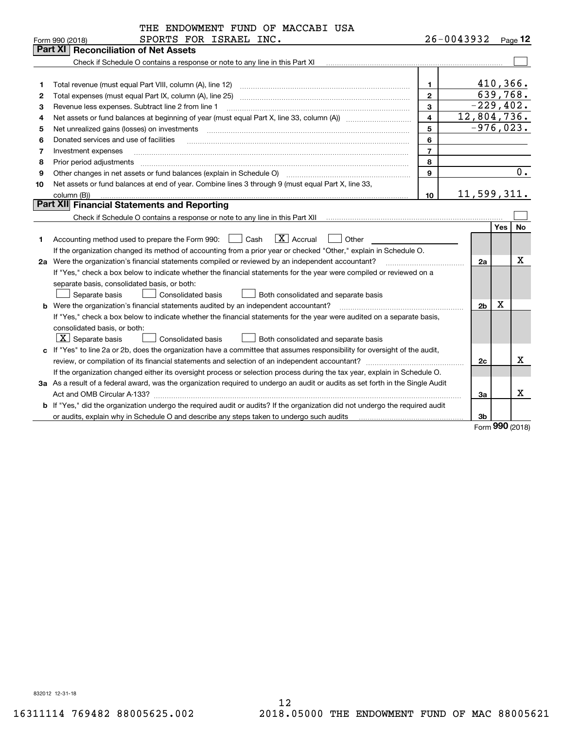THE ENDOWMENT FUND OF MACCABI USA SPORTS FOR ISRAEL INC. 26-0043932

Form 990 (2018)

## Part XI Reconciliation of Net Assets

Check if Schedule O contains a response or note to any line in this Part XI ☐

| | | | |
|---|---|---|---|
| 1 | Total revenue (must equal Part VIII, column (A), line 12) | 1 | 410,366. |
| 2 | Total expenses (must equal Part IX, column (A), line 25) | 2 | 639,768. |
| 3 | Revenue less expenses. Subtract line 2 from line 1 | 3 | -229,402. |
| 4 | Net assets or fund balances at beginning of year (must equal Part X, line 33, column (A)) | 4 | 12,804,736. |
| 5 | Net unrealized gains (losses) on investments | 5 | -976,023. |
| 6 | Donated services and use of facilities | 6 | |
| 7 | Investment expenses | 7 | |
| 8 | Prior period adjustments | 8 | |
| 9 | Other changes in net assets or fund balances (explain in Schedule O) | 9 | 0. |
| 10 | Net assets or fund balances at end of year. Combine lines 3 through 9 (must equal Part X, line 33, column (B)) | 10 | 11,599,311. |

## Part XII Financial Statements and Reporting

Check if Schedule O contains a response or note to any line in this Part XII ☐

| | | | Yes | No |
|---|---|---|---|---|
| 1 | Accounting method used to prepare the Form 990: ☐ Cash ☒ Accrual ☐ Other | | | |
| | If the organization changed its method of accounting from a prior year or checked "Other," explain in Schedule O. | | | |
| 2a | Were the organization's financial statements compiled or reviewed by an independent accountant? | 2a | | X |
| | If "Yes," check a box below to indicate whether the financial statements for the year were compiled or reviewed on a separate basis, consolidated basis, or both: ☐ Separate basis ☐ Consolidated basis ☐ Both consolidated and separate basis | | | |
| b | Were the organization's financial statements audited by an independent accountant? | 2b | X | |
| | If "Yes," check a box below to indicate whether the financial statements for the year were audited on a separate basis, consolidated basis, or both: ☒ Separate basis ☐ Consolidated basis ☐ Both consolidated and separate basis | | | |
| c | If "Yes" to line 2a or 2b, does the organization have a committee that assumes responsibility for oversight of the audit, review, or compilation of its financial statements and selection of an independent accountant? | 2c | | X |
| | If the organization changed either its oversight process or selection process during the tax year, explain in Schedule O. | | | |
| 3a | As a result of a federal award, was the organization required to undergo an audit or audits as set forth in the Single Audit Act and OMB Circular A-133? | 3a | | X |
| b | If "Yes," did the organization undergo the required audit or audits? If the organization did not undergo the required audit or audits, explain why in Schedule O and describe any steps taken to undergo such audits | 3b | | |

Form **990** (2018)

832012 12-31-18

16311114 769482 88005625.002 2018.05000 THE ENDOWMENT FUND OF MAC 88005621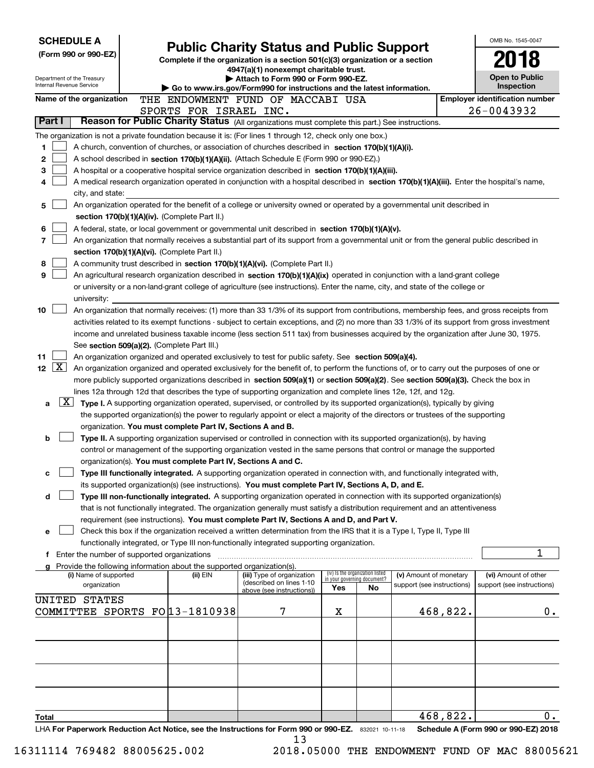**SCHEDULE A**
**(Form 990 or 990-EZ)**

Department of the Treasury
Internal Revenue Service

# Public Charity Status and Public Support

**Complete if the organization is a section 501(c)(3) organization or a section 4947(a)(1) nonexempt charitable trust.**
**▶ Attach to Form 990 or Form 990-EZ.**
**▶ Go to www.irs.gov/Form990 for instructions and the latest information.**

OMB No. 1545-0047
**2018**
**Open to Public Inspection**

**Name of the organization:** THE ENDOWMENT FUND OF MACCABI USA SPORTS FOR ISRAEL INC.
**Employer identification number:** 26-0043932

## Part I Reason for Public Charity Status (All organizations must complete this part.) See instructions.

The organization is not a private foundation because it is: (For lines 1 through 12, check only one box.)

1. [ ] A church, convention of churches, or association of churches described in **section 170(b)(1)(A)(i).**
2. [ ] A school described in **section 170(b)(1)(A)(ii).** (Attach Schedule E (Form 990 or 990-EZ).)
3. [ ] A hospital or a cooperative hospital service organization described in **section 170(b)(1)(A)(iii).**
4. [ ] A medical research organization operated in conjunction with a hospital described in **section 170(b)(1)(A)(iii).** Enter the hospital's name, city, and state:
5. [ ] An organization operated for the benefit of a college or university owned or operated by a governmental unit described in **section 170(b)(1)(A)(iv).** (Complete Part II.)
6. [ ] A federal, state, or local government or governmental unit described in **section 170(b)(1)(A)(v).**
7. [ ] An organization that normally receives a substantial part of its support from a governmental unit or from the general public described in **section 170(b)(1)(A)(vi).** (Complete Part II.)
8. [ ] A community trust described in **section 170(b)(1)(A)(vi).** (Complete Part II.)
9. [ ] An agricultural research organization described in **section 170(b)(1)(A)(ix)** operated in conjunction with a land-grant college or university or a non-land-grant college of agriculture (see instructions). Enter the name, city, and state of the college or university:
10. [ ] An organization that normally receives: (1) more than 33 1/3% of its support from contributions, membership fees, and gross receipts from activities related to its exempt functions - subject to certain exceptions, and (2) no more than 33 1/3% of its support from gross investment income and unrelated business taxable income (less section 511 tax) from businesses acquired by the organization after June 30, 1975. See **section 509(a)(2).** (Complete Part III.)
11. [ ] An organization organized and operated exclusively to test for public safety. See **section 509(a)(4).**
12. [X] An organization organized and operated exclusively for the benefit of, to perform the functions of, or to carry out the purposes of one or more publicly supported organizations described in **section 509(a)(1)** or **section 509(a)(2)**. See **section 509(a)(3).** Check the box in lines 12a through 12d that describes the type of supporting organization and complete lines 12e, 12f, and 12g.
   - **a** [X] **Type I.** A supporting organization operated, supervised, or controlled by its supported organization(s), typically by giving the supported organization(s) the power to regularly appoint or elect a majority of the directors or trustees of the supporting organization. **You must complete Part IV, Sections A and B.**
   - **b** [ ] **Type II.** A supporting organization supervised or controlled in connection with its supported organization(s), by having control or management of the supporting organization vested in the same persons that control or manage the supported organization(s). **You must complete Part IV, Sections A and C.**
   - **c** [ ] **Type III functionally integrated.** A supporting organization operated in connection with, and functionally integrated with, its supported organization(s) (see instructions). **You must complete Part IV, Sections A, D, and E.**
   - **d** [ ] **Type III non-functionally integrated.** A supporting organization operated in connection with its supported organization(s) that is not functionally integrated. The organization generally must satisfy a distribution requirement and an attentiveness requirement (see instructions). **You must complete Part IV, Sections A and D, and Part V.**
   - **e** [ ] Check this box if the organization received a written determination from the IRS that it is a Type I, Type II, Type III functionally integrated, or Type III non-functionally integrated supporting organization.
   - **f** Enter the number of supported organizations: 1
   - **g** Provide the following information about the supported organization(s).

| (i) Name of supported organization | (ii) EIN | (iii) Type of organization (described on lines 1-10 above (see instructions)) | (iv) Is the organization listed in your governing document? Yes | No | (v) Amount of monetary support (see instructions) | (vi) Amount of other support (see instructions) |
|---|---|---|---|---|---|---|
| UNITED STATES COMMITTEE SPORTS FO | 13-1810938 | 7 | X | | 468,822. | 0. |
| | | | | | | |
| | | | | | | |
| | | | | | | |
| | | | | | | |
| **Total** | | | | | 468,822. | 0. |

LHA **For Paperwork Reduction Act Notice, see the Instructions for Form 990 or 990-EZ.** 832021 10-11-18 **Schedule A (Form 990 or 990-EZ) 2018**

16311114 769482 88005625.002 2018.05000 THE ENDOWMENT FUND OF MAC 88005621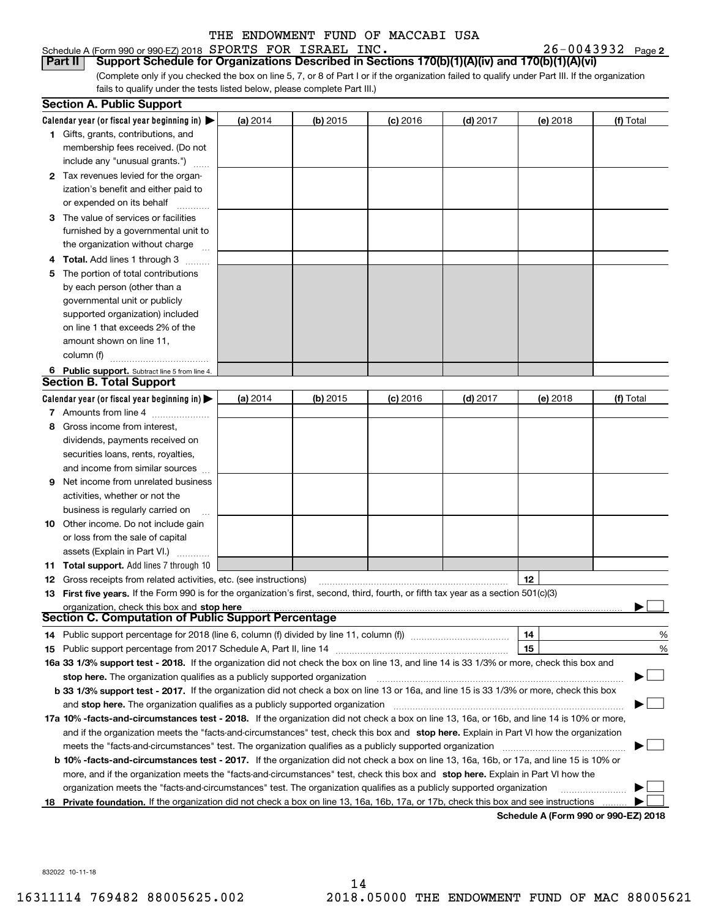THE ENDOWMENT FUND OF MACCABI USA

Schedule A (Form 990 or 990-EZ) 2018 SPORTS FOR ISRAEL INC. 26-0043932 Page 2

**Part II Support Schedule for Organizations Described in Sections 170(b)(1)(A)(iv) and 170(b)(1)(A)(vi)**

(Complete only if you checked the box on line 5, 7, or 8 of Part I or if the organization failed to qualify under Part III. If the organization fails to qualify under the tests listed below, please complete Part III.)

### Section A. Public Support

| Calendar year (or fiscal year beginning in) ▶ | (a) 2014 | (b) 2015 | (c) 2016 | (d) 2017 | (e) 2018 | (f) Total |
|---|---|---|---|---|---|---|
| **1** Gifts, grants, contributions, and membership fees received. (Do not include any "unusual grants.") | | | | | | |
| **2** Tax revenues levied for the organization's benefit and either paid to or expended on its behalf | | | | | | |
| **3** The value of services or facilities furnished by a governmental unit to the organization without charge | | | | | | |
| **4 Total.** Add lines 1 through 3 | | | | | | |
| **5** The portion of total contributions by each person (other than a governmental unit or publicly supported organization) included on line 1 that exceeds 2% of the amount shown on line 11, column (f) | | | | | | |
| **6 Public support.** Subtract line 5 from line 4. | | | | | | |

### Section B. Total Support

| Calendar year (or fiscal year beginning in) ▶ | (a) 2014 | (b) 2015 | (c) 2016 | (d) 2017 | (e) 2018 | (f) Total |
|---|---|---|---|---|---|---|
| **7** Amounts from line 4 | | | | | | |
| **8** Gross income from interest, dividends, payments received on securities loans, rents, royalties, and income from similar sources | | | | | | |
| **9** Net income from unrelated business activities, whether or not the business is regularly carried on | | | | | | |
| **10** Other income. Do not include gain or loss from the sale of capital assets (Explain in Part VI.) | | | | | | |
| **11 Total support.** Add lines 7 through 10 | | | | | | |

**12** Gross receipts from related activities, etc. (see instructions) | **12** |

**13 First five years.** If the Form 990 is for the organization's first, second, third, fourth, or fifth tax year as a section 501(c)(3) organization, check this box and **stop here** ▶ ☐

### Section C. Computation of Public Support Percentage

**14** Public support percentage for 2018 (line 6, column (f) divided by line 11, column (f)) | **14** | %

**15** Public support percentage from 2017 Schedule A, Part II, line 14 | **15** | %

**16a 33 1/3% support test - 2018.** If the organization did not check the box on line 13, and line 14 is 33 1/3% or more, check this box and **stop here.** The organization qualifies as a publicly supported organization ▶ ☐

**b 33 1/3% support test - 2017.** If the organization did not check a box on line 13 or 16a, and line 15 is 33 1/3% or more, check this box and **stop here.** The organization qualifies as a publicly supported organization ▶ ☐

**17a 10% -facts-and-circumstances test - 2018.** If the organization did not check a box on line 13, 16a, or 16b, and line 14 is 10% or more, and if the organization meets the "facts-and-circumstances" test, check this box and **stop here.** Explain in Part VI how the organization meets the "facts-and-circumstances" test. The organization qualifies as a publicly supported organization ▶ ☐

**b 10% -facts-and-circumstances test - 2017.** If the organization did not check a box on line 13, 16a, 16b, or 17a, and line 15 is 10% or more, and if the organization meets the "facts-and-circumstances" test, check this box and **stop here.** Explain in Part VI how the organization meets the "facts-and-circumstances" test. The organization qualifies as a publicly supported organization ▶ ☐

**18 Private foundation.** If the organization did not check a box on line 13, 16a, 16b, 17a, or 17b, check this box and see instructions ▶ ☐

**Schedule A (Form 990 or 990-EZ) 2018**

832022 10-11-18

16311114 769482 88005625.002 2018.05000 THE ENDOWMENT FUND OF MAC 88005621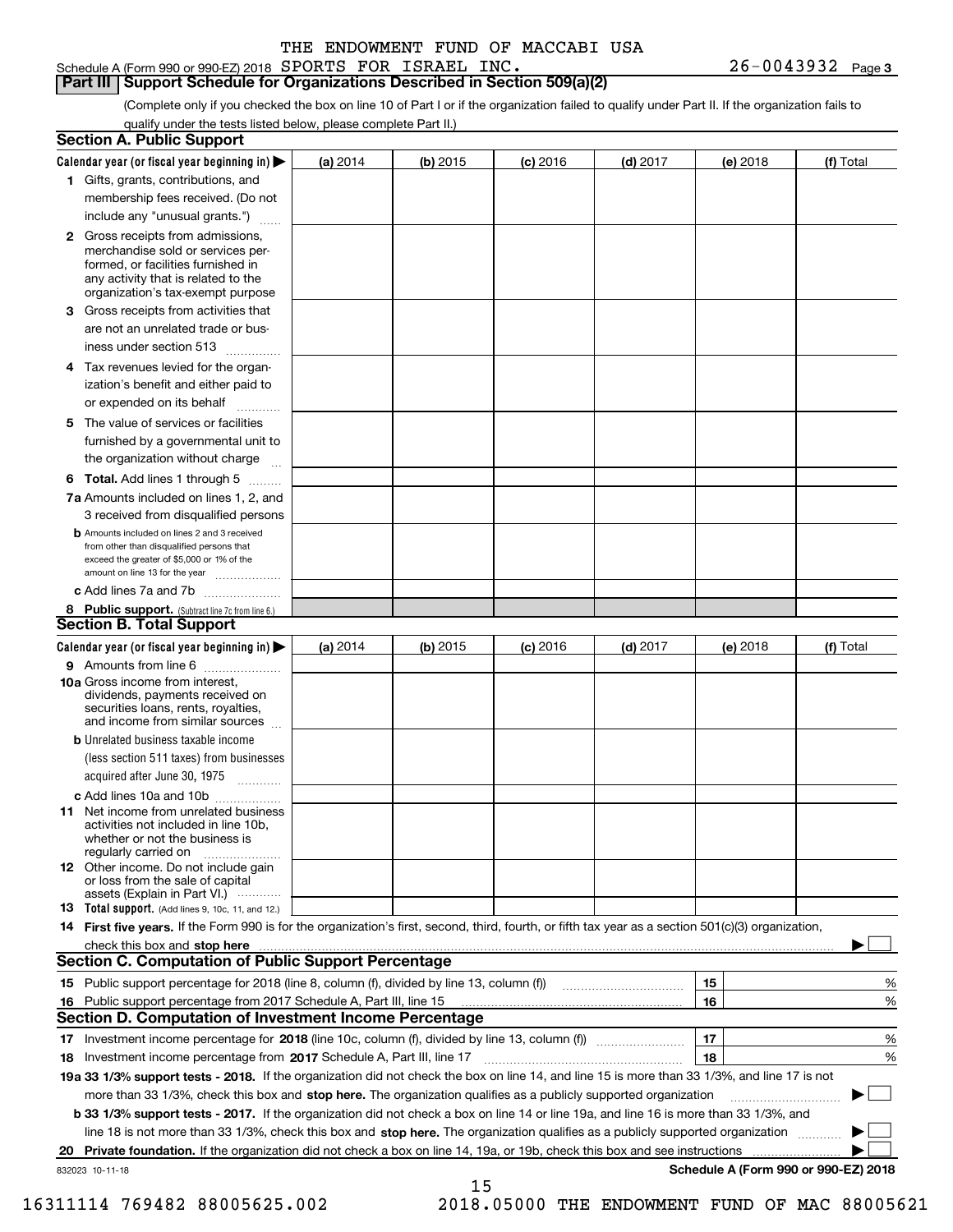THE ENDOWMENT FUND OF MACCABI USA

Schedule A (Form 990 or 990-EZ) 2018 SPORTS FOR ISRAEL INC. 26-0043932 Page 3

## Part III Support Schedule for Organizations Described in Section 509(a)(2)

(Complete only if you checked the box on line 10 of Part I or if the organization failed to qualify under Part II. If the organization fails to qualify under the tests listed below, please complete Part II.)

### Section A. Public Support

| Calendar year (or fiscal year beginning in) ▶ | (a) 2014 | (b) 2015 | (c) 2016 | (d) 2017 | (e) 2018 | (f) Total |
|---|---|---|---|---|---|---|
| 1 Gifts, grants, contributions, and membership fees received. (Do not include any "unusual grants.") | | | | | | |
| 2 Gross receipts from admissions, merchandise sold or services performed, or facilities furnished in any activity that is related to the organization's tax-exempt purpose | | | | | | |
| 3 Gross receipts from activities that are not an unrelated trade or business under section 513 | | | | | | |
| 4 Tax revenues levied for the organization's benefit and either paid to or expended on its behalf | | | | | | |
| 5 The value of services or facilities furnished by a governmental unit to the organization without charge | | | | | | |
| 6 Total. Add lines 1 through 5 | | | | | | |
| 7a Amounts included on lines 1, 2, and 3 received from disqualified persons | | | | | | |
| b Amounts included on lines 2 and 3 received from other than disqualified persons that exceed the greater of $5,000 or 1% of the amount on line 13 for the year | | | | | | |
| c Add lines 7a and 7b | | | | | | |
| 8 Public support. (Subtract line 7c from line 6.) | | | | | | |

### Section B. Total Support

| Calendar year (or fiscal year beginning in) ▶ | (a) 2014 | (b) 2015 | (c) 2016 | (d) 2017 | (e) 2018 | (f) Total |
|---|---|---|---|---|---|---|
| 9 Amounts from line 6 | | | | | | |
| 10a Gross income from interest, dividends, payments received on securities loans, rents, royalties, and income from similar sources | | | | | | |
| b Unrelated business taxable income (less section 511 taxes) from businesses acquired after June 30, 1975 | | | | | | |
| c Add lines 10a and 10b | | | | | | |
| 11 Net income from unrelated business activities not included in line 10b, whether or not the business is regularly carried on | | | | | | |
| 12 Other income. Do not include gain or loss from the sale of capital assets (Explain in Part VI.) | | | | | | |
| 13 Total support. (Add lines 9, 10c, 11, and 12.) | | | | | | |

14 First five years. If the Form 990 is for the organization's first, second, third, fourth, or fifth tax year as a section 501(c)(3) organization, check this box and stop here ▶ ☐

### Section C. Computation of Public Support Percentage

| | | | |
|---|---|---|---|
| 15 | Public support percentage for 2018 (line 8, column (f), divided by line 13, column (f)) | 15 | % |
| 16 | Public support percentage from 2017 Schedule A, Part III, line 15 | 16 | % |

### Section D. Computation of Investment Income Percentage

| | | | |
|---|---|---|---|
| 17 | Investment income percentage for 2018 (line 10c, column (f), divided by line 13, column (f)) | 17 | % |
| 18 | Investment income percentage from 2017 Schedule A, Part III, line 17 | 18 | % |

19a 33 1/3% support tests - 2018. If the organization did not check the box on line 14, and line 15 is more than 33 1/3%, and line 17 is not more than 33 1/3%, check this box and stop here. The organization qualifies as a publicly supported organization ▶ ☐

b 33 1/3% support tests - 2017. If the organization did not check a box on line 14 or line 19a, and line 16 is more than 33 1/3%, and line 18 is not more than 33 1/3%, check this box and stop here. The organization qualifies as a publicly supported organization ▶ ☐

20 Private foundation. If the organization did not check a box on line 14, 19a, or 19b, check this box and see instructions ▶ ☐

832023 10-11-18 Schedule A (Form 990 or 990-EZ) 2018

16311114 769482 88005625.002 2018.05000 THE ENDOWMENT FUND OF MAC 88005621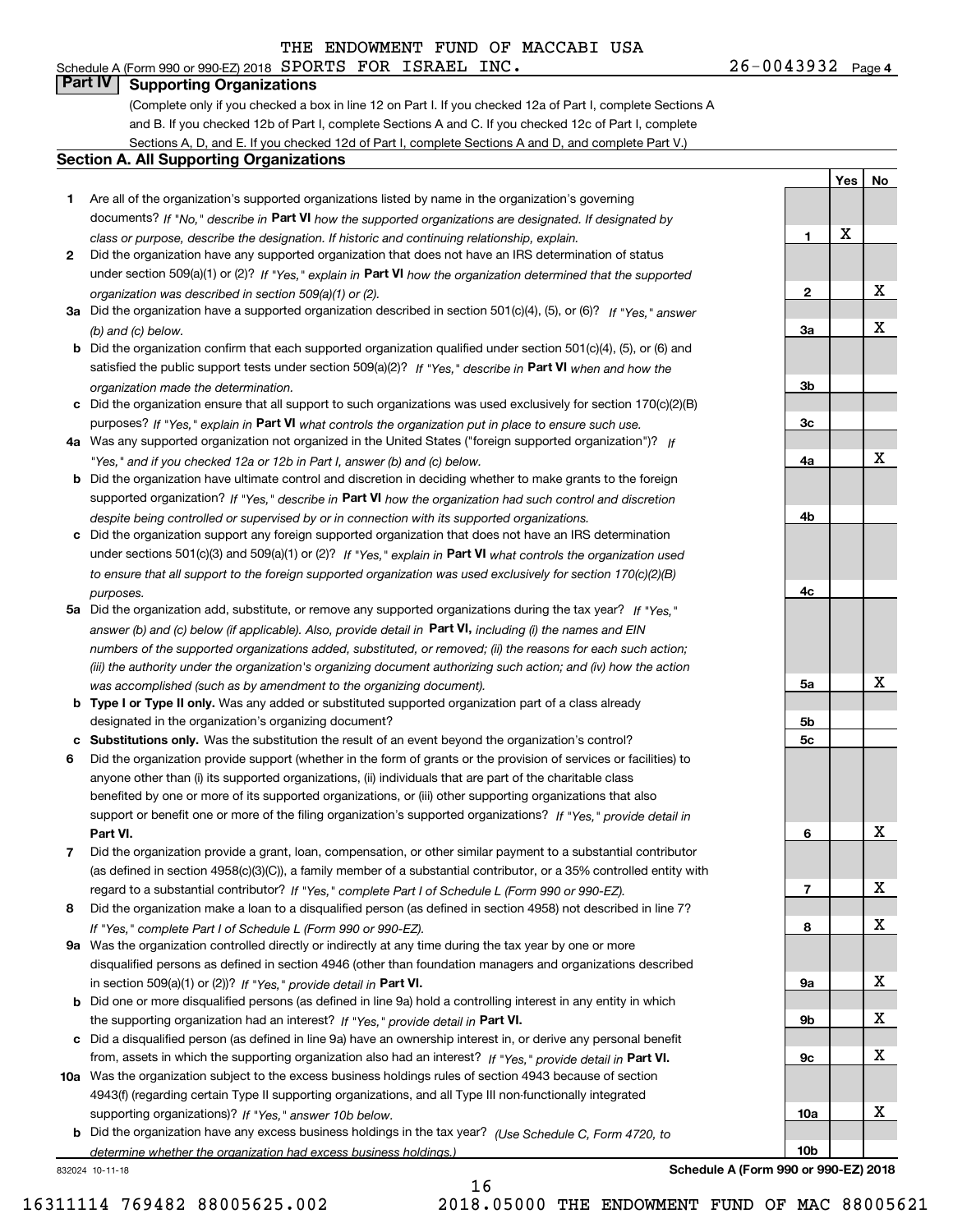THE ENDOWMENT FUND OF MACCABI USA

Schedule A (Form 990 or 990-EZ) 2018 SPORTS FOR ISRAEL INC. 26-0043932 Page 4

## Part IV Supporting Organizations

(Complete only if you checked a box in line 12 on Part I. If you checked 12a of Part I, complete Sections A and B. If you checked 12b of Part I, complete Sections A and C. If you checked 12c of Part I, complete Sections A, D, and E. If you checked 12d of Part I, complete Sections A and D, and complete Part V.)

### Section A. All Supporting Organizations

| | | Line | Yes | No |
|---|---|---|---|---|
| 1 | Are all of the organization's supported organizations listed by name in the organization's governing documents? *If "No," describe in* **Part VI** *how the supported organizations are designated. If designated by class or purpose, describe the designation. If historic and continuing relationship, explain.* | 1 | X | |
| 2 | Did the organization have any supported organization that does not have an IRS determination of status under section 509(a)(1) or (2)? *If "Yes," explain in* **Part VI** *how the organization determined that the supported organization was described in section 509(a)(1) or (2).* | 2 | | X |
| 3a | Did the organization have a supported organization described in section 501(c)(4), (5), or (6)? *If "Yes," answer (b) and (c) below.* | 3a | | X |
| b | Did the organization confirm that each supported organization qualified under section 501(c)(4), (5), or (6) and satisfied the public support tests under section 509(a)(2)? *If "Yes," describe in* **Part VI** *when and how the organization made the determination.* | 3b | | |
| c | Did the organization ensure that all support to such organizations was used exclusively for section 170(c)(2)(B) purposes? *If "Yes," explain in* **Part VI** *what controls the organization put in place to ensure such use.* | 3c | | |
| 4a | Was any supported organization not organized in the United States ("foreign supported organization")? *If "Yes," and if you checked 12a or 12b in Part I, answer (b) and (c) below.* | 4a | | X |
| b | Did the organization have ultimate control and discretion in deciding whether to make grants to the foreign supported organization? *If "Yes," describe in* **Part VI** *how the organization had such control and discretion despite being controlled or supervised by or in connection with its supported organizations.* | 4b | | |
| c | Did the organization support any foreign supported organization that does not have an IRS determination under sections 501(c)(3) and 509(a)(1) or (2)? *If "Yes," explain in* **Part VI** *what controls the organization used to ensure that all support to the foreign supported organization was used exclusively for section 170(c)(2)(B) purposes.* | 4c | | |
| 5a | Did the organization add, substitute, or remove any supported organizations during the tax year? *If "Yes," answer (b) and (c) below (if applicable). Also, provide detail in* **Part VI,** *including (i) the names and EIN numbers of the supported organizations added, substituted, or removed; (ii) the reasons for each such action; (iii) the authority under the organization's organizing document authorizing such action; and (iv) how the action was accomplished (such as by amendment to the organizing document).* | 5a | | X |
| b | **Type I or Type II only.** Was any added or substituted supported organization part of a class already designated in the organization's organizing document? | 5b | | |
| c | **Substitutions only.** Was the substitution the result of an event beyond the organization's control? | 5c | | |
| 6 | Did the organization provide support (whether in the form of grants or the provision of services or facilities) to anyone other than (i) its supported organizations, (ii) individuals that are part of the charitable class benefited by one or more of its supported organizations, or (iii) other supporting organizations that also support or benefit one or more of the filing organization's supported organizations? *If "Yes," provide detail in* **Part VI.** | 6 | | X |
| 7 | Did the organization provide a grant, loan, compensation, or other similar payment to a substantial contributor (as defined in section 4958(c)(3)(C)), a family member of a substantial contributor, or a 35% controlled entity with regard to a substantial contributor? *If "Yes," complete Part I of Schedule L (Form 990 or 990-EZ).* | 7 | | X |
| 8 | Did the organization make a loan to a disqualified person (as defined in section 4958) not described in line 7? *If "Yes," complete Part I of Schedule L (Form 990 or 990-EZ).* | 8 | | X |
| 9a | Was the organization controlled directly or indirectly at any time during the tax year by one or more disqualified persons as defined in section 4946 (other than foundation managers and organizations described in section 509(a)(1) or (2))? *If "Yes," provide detail in* **Part VI.** | 9a | | X |
| b | Did one or more disqualified persons (as defined in line 9a) hold a controlling interest in any entity in which the supporting organization had an interest? *If "Yes," provide detail in* **Part VI.** | 9b | | X |
| c | Did a disqualified person (as defined in line 9a) have an ownership interest in, or derive any personal benefit from, assets in which the supporting organization also had an interest? *If "Yes," provide detail in* **Part VI.** | 9c | | X |
| 10a | Was the organization subject to the excess business holdings rules of section 4943 because of section 4943(f) (regarding certain Type II supporting organizations, and all Type III non-functionally integrated supporting organizations)? *If "Yes," answer 10b below.* | 10a | | X |
| b | Did the organization have any excess business holdings in the tax year? *(Use Schedule C, Form 4720, to determine whether the organization had excess business holdings.)* | 10b | | |

832024 10-11-18

**Schedule A (Form 990 or 990-EZ) 2018**

16311114 769482 88005625.002 2018.05000 THE ENDOWMENT FUND OF MAC 88005621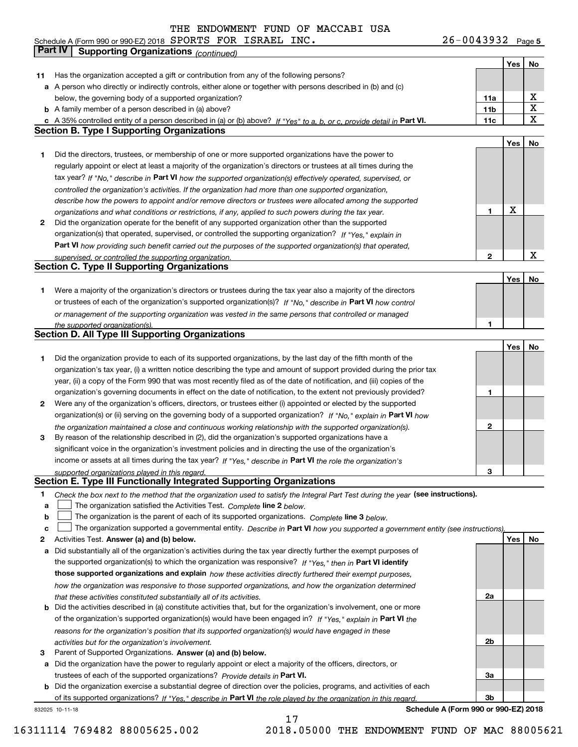THE ENDOWMENT FUND OF MACCABI USA

Schedule A (Form 990 or 990-EZ) 2018 SPORTS FOR ISRAEL INC. 26-0043932 Page 5

## Part IV Supporting Organizations *(continued)*

| | | | Yes | No |
|---|---|---|---|---|
| **11** | Has the organization accepted a gift or contribution from any of the following persons? | | | |
| **a** | A person who directly or indirectly controls, either alone or together with persons described in (b) and (c) below, the governing body of a supported organization? | 11a | | X |
| **b** | A family member of a person described in (a) above? | 11b | | X |
| **c** | A 35% controlled entity of a person described in (a) or (b) above? *If "Yes" to a, b, or c, provide detail in* **Part VI.** | 11c | | X |

### Section B. Type I Supporting Organizations

| | | | Yes | No |
|---|---|---|---|---|
| **1** | Did the directors, trustees, or membership of one or more supported organizations have the power to regularly appoint or elect at least a majority of the organization's directors or trustees at all times during the tax year? *If "No," describe in* **Part VI** *how the supported organization(s) effectively operated, supervised, or controlled the organization's activities. If the organization had more than one supported organization, describe how the powers to appoint and/or remove directors or trustees were allocated among the supported organizations and what conditions or restrictions, if any, applied to such powers during the tax year.* | 1 | X | |
| **2** | Did the organization operate for the benefit of any supported organization other than the supported organization(s) that operated, supervised, or controlled the supporting organization? *If "Yes," explain in* **Part VI** *how providing such benefit carried out the purposes of the supported organization(s) that operated, supervised, or controlled the supporting organization.* | 2 | | X |

### Section C. Type II Supporting Organizations

| | | | Yes | No |
|---|---|---|---|---|
| **1** | Were a majority of the organization's directors or trustees during the tax year also a majority of the directors or trustees of each of the organization's supported organization(s)? *If "No," describe in* **Part VI** *how control or management of the supporting organization was vested in the same persons that controlled or managed the supported organization(s).* | 1 | | |

### Section D. All Type III Supporting Organizations

| | | | Yes | No |
|---|---|---|---|---|
| **1** | Did the organization provide to each of its supported organizations, by the last day of the fifth month of the organization's tax year, (i) a written notice describing the type and amount of support provided during the prior tax year, (ii) a copy of the Form 990 that was most recently filed as of the date of notification, and (iii) copies of the organization's governing documents in effect on the date of notification, to the extent not previously provided? | 1 | | |
| **2** | Were any of the organization's officers, directors, or trustees either (i) appointed or elected by the supported organization(s) or (ii) serving on the governing body of a supported organization? *If "No," explain in* **Part VI** *how the organization maintained a close and continuous working relationship with the supported organization(s).* | 2 | | |
| **3** | By reason of the relationship described in (2), did the organization's supported organizations have a significant voice in the organization's investment policies and in directing the use of the organization's income or assets at all times during the tax year? *If "Yes," describe in* **Part VI** *the role the organization's supported organizations played in this regard.* | 3 | | |

### Section E. Type III Functionally Integrated Supporting Organizations

**1** *Check the box next to the method that the organization used to satisfy the Integral Part Test during the year* **(see instructions).**

- **a** ☐ The organization satisfied the Activities Test. *Complete* **line 2** *below.*
- **b** ☐ The organization is the parent of each of its supported organizations. *Complete* **line 3** *below.*
- **c** ☐ The organization supported a governmental entity. *Describe in* **Part VI** *how you supported a government entity (see instructions).*

| | | | Yes | No |
|---|---|---|---|---|
| **2** | Activities Test. **Answer (a) and (b) below.** | | | |
| **a** | Did substantially all of the organization's activities during the tax year directly further the exempt purposes of the supported organization(s) to which the organization was responsive? *If "Yes," then in* **Part VI identify those supported organizations and explain** *how these activities directly furthered their exempt purposes, how the organization was responsive to those supported organizations, and how the organization determined that these activities constituted substantially all of its activities.* | 2a | | |
| **b** | Did the activities described in (a) constitute activities that, but for the organization's involvement, one or more of the organization's supported organization(s) would have been engaged in? *If "Yes," explain in* **Part VI** *the reasons for the organization's position that its supported organization(s) would have engaged in these activities but for the organization's involvement.* | 2b | | |
| **3** | Parent of Supported Organizations. **Answer (a) and (b) below.** | | | |
| **a** | Did the organization have the power to regularly appoint or elect a majority of the officers, directors, or trustees of each of the supported organizations? *Provide details in* **Part VI.** | 3a | | |
| **b** | Did the organization exercise a substantial degree of direction over the policies, programs, and activities of each of its supported organizations? *If "Yes," describe in* **Part VI** *the role played by the organization in this regard.* | 3b | | |

832025 10-11-18 **Schedule A (Form 990 or 990-EZ) 2018**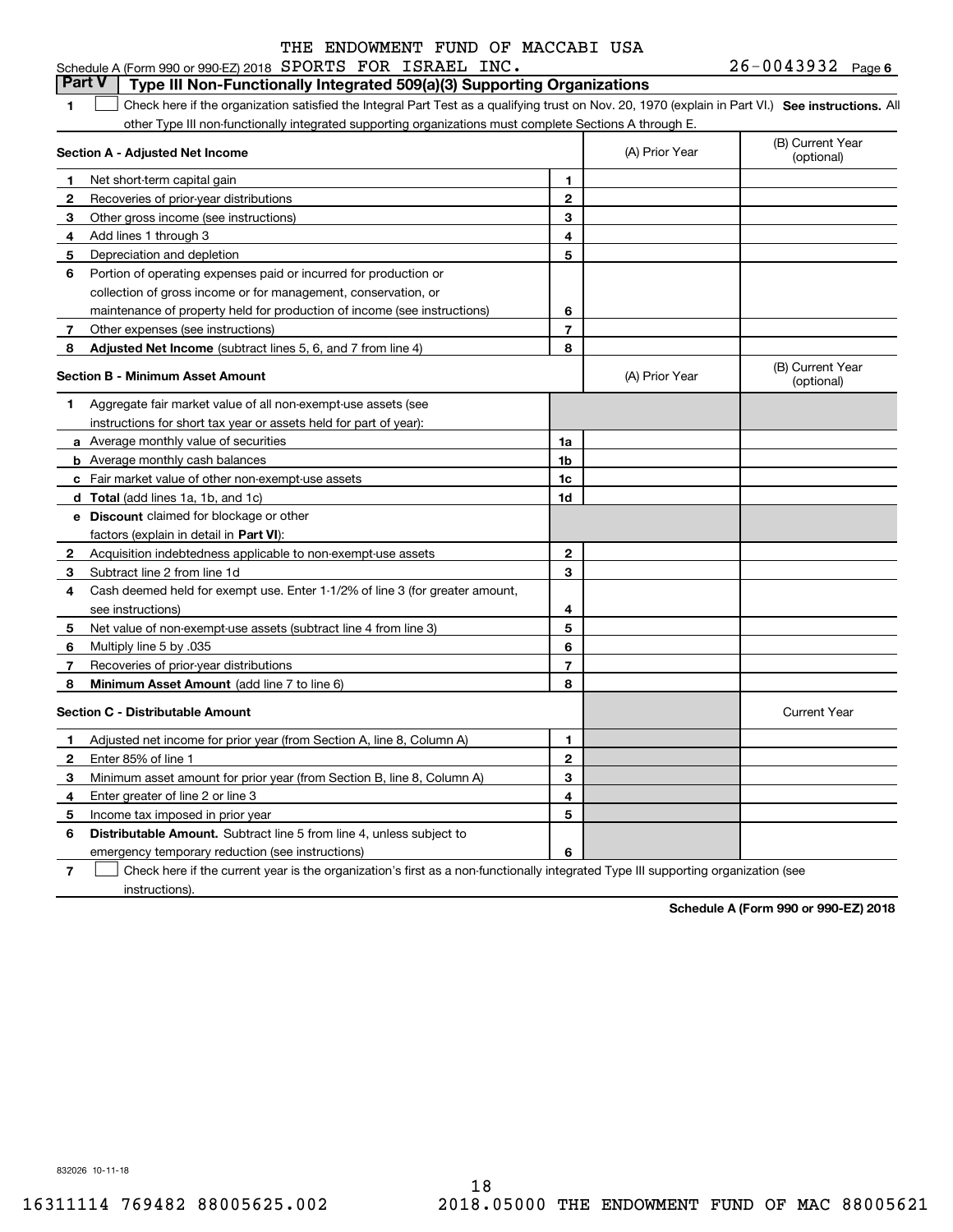THE ENDOWMENT FUND OF MACCABI USA

Schedule A (Form 990 or 990-EZ) 2018 SPORTS FOR ISRAEL INC. 26-0043932 Page 6

## Part V Type III Non-Functionally Integrated 509(a)(3) Supporting Organizations

**1** ☐ Check here if the organization satisfied the Integral Part Test as a qualifying trust on Nov. 20, 1970 (explain in Part VI.) **See instructions.** All other Type III non-functionally integrated supporting organizations must complete Sections A through E.

| **Section A - Adjusted Net Income** | | (A) Prior Year | (B) Current Year (optional) |
|---|---|---|---|
| **1** Net short-term capital gain | 1 | | |
| **2** Recoveries of prior-year distributions | 2 | | |
| **3** Other gross income (see instructions) | 3 | | |
| **4** Add lines 1 through 3 | 4 | | |
| **5** Depreciation and depletion | 5 | | |
| **6** Portion of operating expenses paid or incurred for production or collection of gross income or for management, conservation, or maintenance of property held for production of income (see instructions) | 6 | | |
| **7** Other expenses (see instructions) | 7 | | |
| **8** **Adjusted Net Income** (subtract lines 5, 6, and 7 from line 4) | 8 | | |

| **Section B - Minimum Asset Amount** | | (A) Prior Year | (B) Current Year (optional) |
|---|---|---|---|
| **1** Aggregate fair market value of all non-exempt-use assets (see instructions for short tax year or assets held for part of year): | | | |
| **a** Average monthly value of securities | 1a | | |
| **b** Average monthly cash balances | 1b | | |
| **c** Fair market value of other non-exempt-use assets | 1c | | |
| **d** **Total** (add lines 1a, 1b, and 1c) | 1d | | |
| **e** **Discount** claimed for blockage or other factors (explain in detail in **Part VI**): | | | |
| **2** Acquisition indebtedness applicable to non-exempt-use assets | 2 | | |
| **3** Subtract line 2 from line 1d | 3 | | |
| **4** Cash deemed held for exempt use. Enter 1-1/2% of line 3 (for greater amount, see instructions) | 4 | | |
| **5** Net value of non-exempt-use assets (subtract line 4 from line 3) | 5 | | |
| **6** Multiply line 5 by .035 | 6 | | |
| **7** Recoveries of prior-year distributions | 7 | | |
| **8** **Minimum Asset Amount** (add line 7 to line 6) | 8 | | |

| **Section C - Distributable Amount** | | | Current Year |
|---|---|---|---|
| **1** Adjusted net income for prior year (from Section A, line 8, Column A) | 1 | | |
| **2** Enter 85% of line 1 | 2 | | |
| **3** Minimum asset amount for prior year (from Section B, line 8, Column A) | 3 | | |
| **4** Enter greater of line 2 or line 3 | 4 | | |
| **5** Income tax imposed in prior year | 5 | | |
| **6** **Distributable Amount.** Subtract line 5 from line 4, unless subject to emergency temporary reduction (see instructions) | 6 | | |

**7** ☐ Check here if the current year is the organization's first as a non-functionally integrated Type III supporting organization (see instructions).

**Schedule A (Form 990 or 990-EZ) 2018**

832026 10-11-18

16311114 769482 88005625.002 2018.05000 THE ENDOWMENT FUND OF MAC 88005621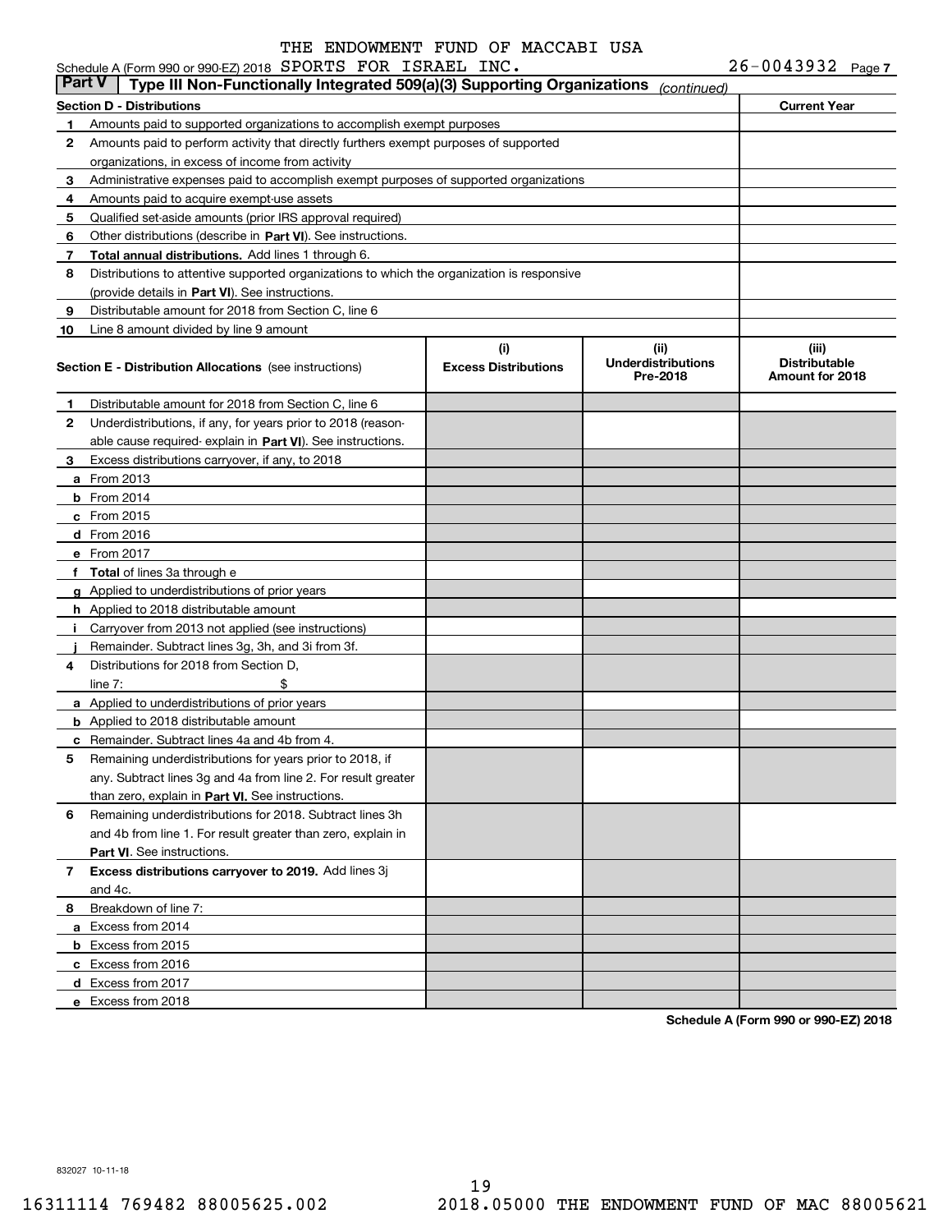THE ENDOWMENT FUND OF MACCABI USA

Schedule A (Form 990 or 990-EZ) 2018 SPORTS FOR ISRAEL INC. 26-0043932 Page 7

## Part V Type III Non-Functionally Integrated 509(a)(3) Supporting Organizations *(continued)*

| Section D - Distributions | | Current Year |
|---|---|---|
| 1 | Amounts paid to supported organizations to accomplish exempt purposes | |
| 2 | Amounts paid to perform activity that directly furthers exempt purposes of supported organizations, in excess of income from activity | |
| 3 | Administrative expenses paid to accomplish exempt purposes of supported organizations | |
| 4 | Amounts paid to acquire exempt-use assets | |
| 5 | Qualified set-aside amounts (prior IRS approval required) | |
| 6 | Other distributions (describe in **Part VI**). See instructions. | |
| 7 | **Total annual distributions.** Add lines 1 through 6. | |
| 8 | Distributions to attentive supported organizations to which the organization is responsive (provide details in **Part VI**). See instructions. | |
| 9 | Distributable amount for 2018 from Section C, line 6 | |
| 10 | Line 8 amount divided by line 9 amount | |

| Section E - Distribution Allocations (see instructions) | (i) Excess Distributions | (ii) Underdistributions Pre-2018 | (iii) Distributable Amount for 2018 |
|---|---|---|---|
| 1 Distributable amount for 2018 from Section C, line 6 | | | |
| 2 Underdistributions, if any, for years prior to 2018 (reasonable cause required- explain in **Part VI**). See instructions. | | | |
| 3 Excess distributions carryover, if any, to 2018 | | | |
| a From 2013 | | | |
| b From 2014 | | | |
| c From 2015 | | | |
| d From 2016 | | | |
| e From 2017 | | | |
| f **Total** of lines 3a through e | | | |
| g Applied to underdistributions of prior years | | | |
| h Applied to 2018 distributable amount | | | |
| i Carryover from 2013 not applied (see instructions) | | | |
| j Remainder. Subtract lines 3g, 3h, and 3i from 3f. | | | |
| 4 Distributions for 2018 from Section D, line 7: $ | | | |
| a Applied to underdistributions of prior years | | | |
| b Applied to 2018 distributable amount | | | |
| c Remainder. Subtract lines 4a and 4b from 4. | | | |
| 5 Remaining underdistributions for years prior to 2018, if any. Subtract lines 3g and 4a from line 2. For result greater than zero, explain in **Part VI.** See instructions. | | | |
| 6 Remaining underdistributions for 2018. Subtract lines 3h and 4b from line 1. For result greater than zero, explain in **Part VI**. See instructions. | | | |
| 7 **Excess distributions carryover to 2019.** Add lines 3j and 4c. | | | |
| 8 Breakdown of line 7: | | | |
| a Excess from 2014 | | | |
| b Excess from 2015 | | | |
| c Excess from 2016 | | | |
| d Excess from 2017 | | | |
| e Excess from 2018 | | | |

**Schedule A (Form 990 or 990-EZ) 2018**

832027 10-11-18

16311114 769482 88005625.002 2018.05000 THE ENDOWMENT FUND OF MAC 88005621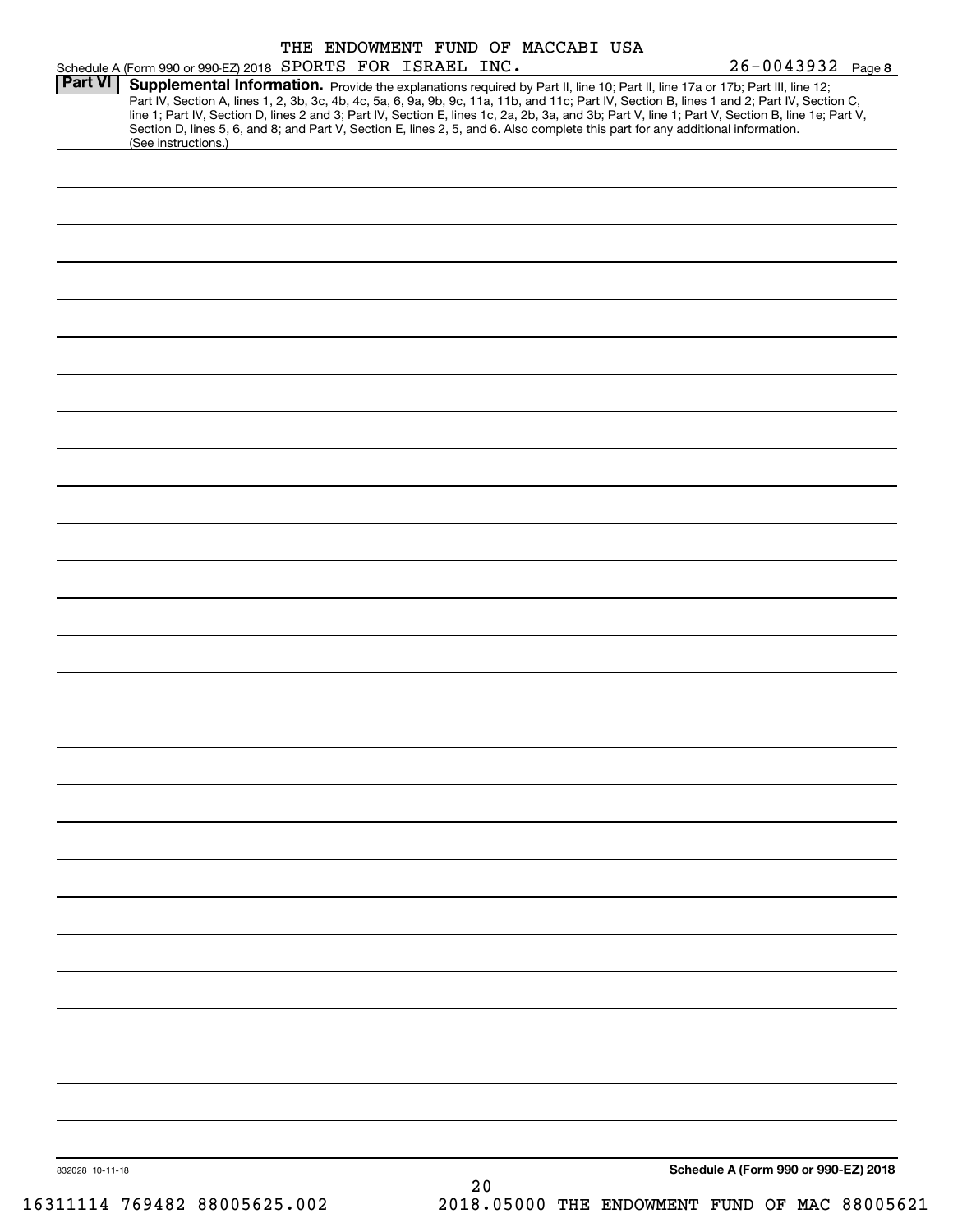THE ENDOWMENT FUND OF MACCABI USA

Schedule A (Form 990 or 990-EZ) 2018 SPORTS FOR ISRAEL INC. 26-0043932 Page 8

**Part VI** **Supplemental Information.** Provide the explanations required by Part II, line 10; Part II, line 17a or 17b; Part III, line 12; Part IV, Section A, lines 1, 2, 3b, 3c, 4b, 4c, 5a, 6, 9a, 9b, 9c, 11a, 11b, and 11c; Part IV, Section B, lines 1 and 2; Part IV, Section C, line 1; Part IV, Section D, lines 2 and 3; Part IV, Section E, lines 1c, 2a, 2b, 3a, and 3b; Part V, line 1; Part V, Section B, line 1e; Part V, Section D, lines 5, 6, and 8; and Part V, Section E, lines 2, 5, and 6. Also complete this part for any additional information. (See instructions.)

832028 10-11-18

**Schedule A (Form 990 or 990-EZ) 2018**

16311114 769482 88005625.002 2018.05000 THE ENDOWMENT FUND OF MAC 88005621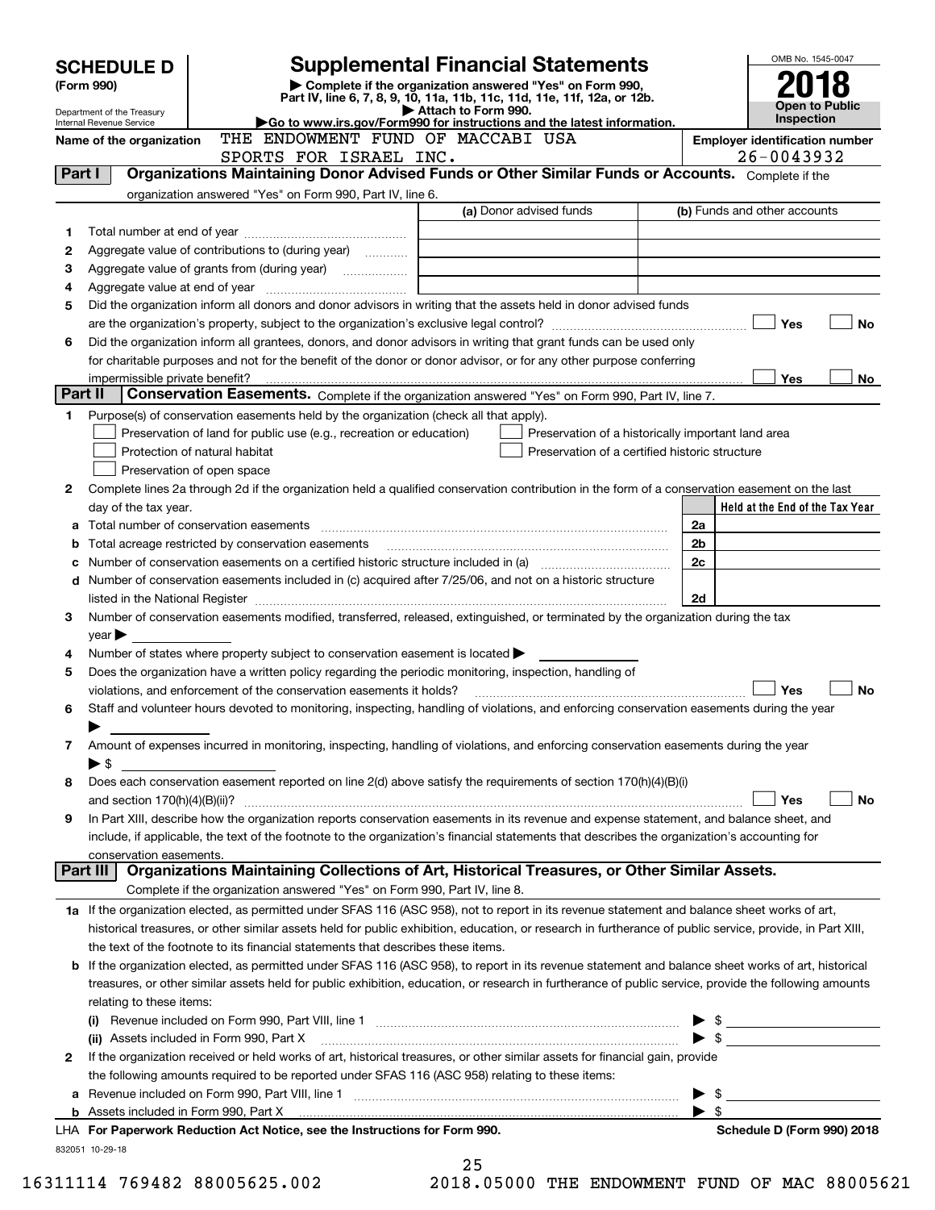# SCHEDULE D (Form 990)

Department of the Treasury
Internal Revenue Service

## Supplemental Financial Statements

▶ Complete if the organization answered "Yes" on Form 990, Part IV, line 6, 7, 8, 9, 10, 11a, 11b, 11c, 11d, 11e, 11f, 12a, or 12b.
▶ Attach to Form 990.
▶Go to www.irs.gov/Form990 for instructions and the latest information.

OMB No. 1545-0047

**2018**

**Open to Public Inspection**

Name of the organization: THE ENDOWMENT FUND OF MACCABI USA SPORTS FOR ISRAEL INC.

Employer identification number: 26-0043932

### Part I — Organizations Maintaining Donor Advised Funds or Other Similar Funds or Accounts.
Complete if the organization answered "Yes" on Form 990, Part IV, line 6.

| | | (a) Donor advised funds | (b) Funds and other accounts |
|---|---|---|---|
| 1 | Total number at end of year | | |
| 2 | Aggregate value of contributions to (during year) | | |
| 3 | Aggregate value of grants from (during year) | | |
| 4 | Aggregate value at end of year | | |

5 Did the organization inform all donors and donor advisors in writing that the assets held in donor advised funds are the organization's property, subject to the organization's exclusive legal control? ☐ Yes ☐ No

6 Did the organization inform all grantees, donors, and donor advisors in writing that grant funds can be used only for charitable purposes and not for the benefit of the donor or donor advisor, or for any other purpose conferring impermissible private benefit? ☐ Yes ☐ No

### Part II — Conservation Easements.
Complete if the organization answered "Yes" on Form 990, Part IV, line 7.

1 Purpose(s) of conservation easements held by the organization (check all that apply).

- ☐ Preservation of land for public use (e.g., recreation or education)
- ☐ Preservation of a historically important land area
- ☐ Protection of natural habitat
- ☐ Preservation of a certified historic structure
- ☐ Preservation of open space

2 Complete lines 2a through 2d if the organization held a qualified conservation contribution in the form of a conservation easement on the last day of the tax year.

| | | | Held at the End of the Tax Year |
|---|---|---|---|
| a | Total number of conservation easements | 2a | |
| b | Total acreage restricted by conservation easements | 2b | |
| c | Number of conservation easements on a certified historic structure included in (a) | 2c | |
| d | Number of conservation easements included in (c) acquired after 7/25/06, and not on a historic structure listed in the National Register | 2d | |

3 Number of conservation easements modified, transferred, released, extinguished, or terminated by the organization during the tax year ▶

4 Number of states where property subject to conservation easement is located ▶

5 Does the organization have a written policy regarding the periodic monitoring, inspection, handling of violations, and enforcement of the conservation easements it holds? ☐ Yes ☐ No

6 Staff and volunteer hours devoted to monitoring, inspecting, handling of violations, and enforcing conservation easements during the year ▶

7 Amount of expenses incurred in monitoring, inspecting, handling of violations, and enforcing conservation easements during the year ▶ $

8 Does each conservation easement reported on line 2(d) above satisfy the requirements of section 170(h)(4)(B)(i) and section 170(h)(4)(B)(ii)? ☐ Yes ☐ No

9 In Part XIII, describe how the organization reports conservation easements in its revenue and expense statement, and balance sheet, and include, if applicable, the text of the footnote to the organization's financial statements that describes the organization's accounting for conservation easements.

### Part III — Organizations Maintaining Collections of Art, Historical Treasures, or Other Similar Assets.
Complete if the organization answered "Yes" on Form 990, Part IV, line 8.

1a If the organization elected, as permitted under SFAS 116 (ASC 958), not to report in its revenue statement and balance sheet works of art, historical treasures, or other similar assets held for public exhibition, education, or research in furtherance of public service, provide, in Part XIII, the text of the footnote to its financial statements that describes these items.

b If the organization elected, as permitted under SFAS 116 (ASC 958), to report in its revenue statement and balance sheet works of art, historical treasures, or other similar assets held for public exhibition, education, or research in furtherance of public service, provide the following amounts relating to these items:

(i) Revenue included on Form 990, Part VIII, line 1 ▶ $

(ii) Assets included in Form 990, Part X ▶ $

2 If the organization received or held works of art, historical treasures, or other similar assets for financial gain, provide the following amounts required to be reported under SFAS 116 (ASC 958) relating to these items:

a Revenue included on Form 990, Part VIII, line 1 ▶ $

b Assets included in Form 990, Part X ▶ $

LHA For Paperwork Reduction Act Notice, see the Instructions for Form 990. Schedule D (Form 990) 2018

832051 10-29-18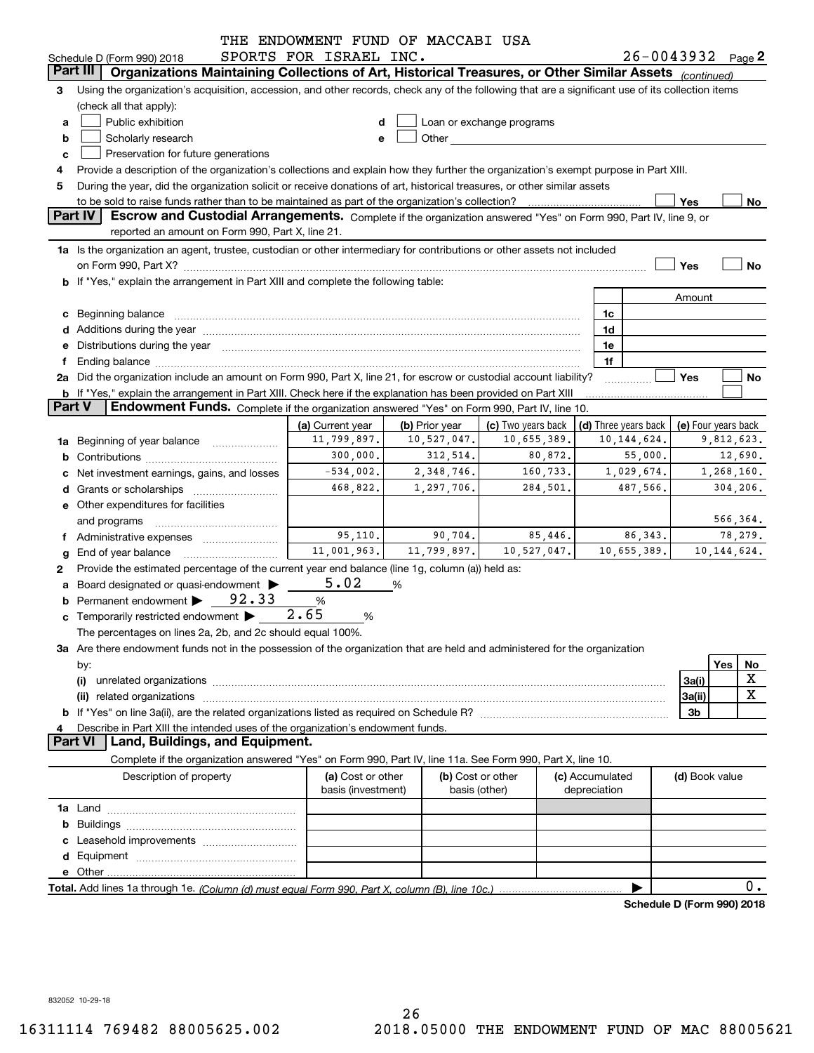THE ENDOWMENT FUND OF MACCABI USA
SPORTS FOR ISRAEL INC.

Schedule D (Form 990) 2018 26-0043932 Page **2**

## Part III Organizations Maintaining Collections of Art, Historical Treasures, or Other Similar Assets *(continued)*

**3** Using the organization's acquisition, accession, and other records, check any of the following that are a significant use of its collection items (check all that apply):

- **a** ☐ Public exhibition
- **b** ☐ Scholarly research
- **c** ☐ Preservation for future generations
- **d** ☐ Loan or exchange programs
- **e** ☐ Other

**4** Provide a description of the organization's collections and explain how they further the organization's exempt purpose in Part XIII.

**5** During the year, did the organization solicit or receive donations of art, historical treasures, or other similar assets to be sold to raise funds rather than to be maintained as part of the organization's collection? ☐ Yes ☐ No

## Part IV Escrow and Custodial Arrangements.

Complete if the organization answered "Yes" on Form 990, Part IV, line 9, or reported an amount on Form 990, Part X, line 21.

**1a** Is the organization an agent, trustee, custodian or other intermediary for contributions or other assets not included on Form 990, Part X? ☐ Yes ☐ No

**b** If "Yes," explain the arrangement in Part XIII and complete the following table:

| | | Amount |
|---|---|---|
| **c** Beginning balance | 1c | |
| **d** Additions during the year | 1d | |
| **e** Distributions during the year | 1e | |
| **f** Ending balance | 1f | |

**2a** Did the organization include an amount on Form 990, Part X, line 21, for escrow or custodial account liability? ☐ Yes ☐ No

**b** If "Yes," explain the arrangement in Part XIII. Check here if the explanation has been provided on Part XIII ☐

## Part V Endowment Funds.

Complete if the organization answered "Yes" on Form 990, Part IV, line 10.

| | (a) Current year | (b) Prior year | (c) Two years back | (d) Three years back | (e) Four years back |
|---|---|---|---|---|---|
| **1a** Beginning of year balance | 11,799,897. | 10,527,047. | 10,655,389. | 10,144,624. | 9,812,623. |
| **b** Contributions | 300,000. | 312,514. | 80,872. | 55,000. | 12,690. |
| **c** Net investment earnings, gains, and losses | -534,002. | 2,348,746. | 160,733. | 1,029,674. | 1,268,160. |
| **d** Grants or scholarships | 468,822. | 1,297,706. | 284,501. | 487,566. | 304,206. |
| **e** Other expenditures for facilities and programs | | | | | 566,364. |
| **f** Administrative expenses | 95,110. | 90,704. | 85,446. | 86,343. | 78,279. |
| **g** End of year balance | 11,001,963. | 11,799,897. | 10,527,047. | 10,655,389. | 10,144,624. |

**2** Provide the estimated percentage of the current year end balance (line 1g, column (a)) held as:

- **a** Board designated or quasi-endowment ▶ 5.02 %
- **b** Permanent endowment ▶ 92.33 %
- **c** Temporarily restricted endowment ▶ 2.65 %

The percentages on lines 2a, 2b, and 2c should equal 100%.

**3a** Are there endowment funds not in the possession of the organization that are held and administered for the organization by:

| | | Yes | No |
|---|---|---|---|
| **(i)** unrelated organizations | 3a(i) | | X |
| **(ii)** related organizations | 3a(ii) | | X |
| **b** If "Yes" on line 3a(ii), are the related organizations listed as required on Schedule R? | 3b | | |

**4** Describe in Part XIII the intended uses of the organization's endowment funds.

## Part VI Land, Buildings, and Equipment.

Complete if the organization answered "Yes" on Form 990, Part IV, line 11a. See Form 990, Part X, line 10.

| Description of property | (a) Cost or other basis (investment) | (b) Cost or other basis (other) | (c) Accumulated depreciation | (d) Book value |
|---|---|---|---|---|
| **1a** Land | | | | |
| **b** Buildings | | | | |
| **c** Leasehold improvements | | | | |
| **d** Equipment | | | | |
| **e** Other | | | | |
| **Total.** Add lines 1a through 1e. *(Column (d) must equal Form 990, Part X, column (B), line 10c.)* | | | ▶ | 0. |

**Schedule D (Form 990) 2018**

832052 10-29-18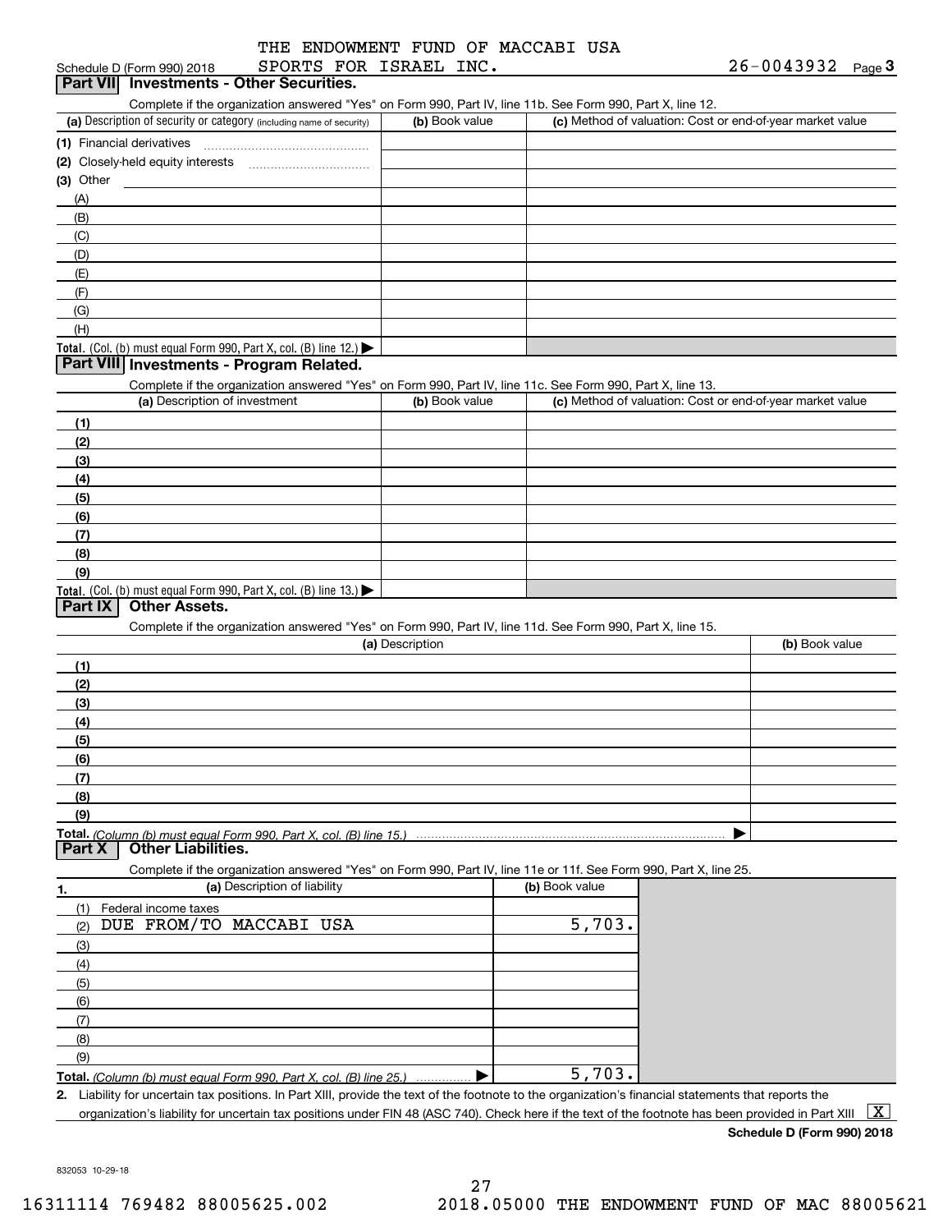Schedule D (Form 990) 2018 THE ENDOWMENT FUND OF MACCABI USA SPORTS FOR ISRAEL INC. 26-0043932 Page 3

**Part VII Investments - Other Securities.**

Complete if the organization answered "Yes" on Form 990, Part IV, line 11b. See Form 990, Part X, line 12.

| (a) Description of security or category (including name of security) | (b) Book value | (c) Method of valuation: Cost or end-of-year market value |
|---|---|---|
| (1) Financial derivatives | | |
| (2) Closely-held equity interests | | |
| (3) Other | | |
| (A) | | |
| (B) | | |
| (C) | | |
| (D) | | |
| (E) | | |
| (F) | | |
| (G) | | |
| (H) | | |
| **Total.** (Col. (b) must equal Form 990, Part X, col. (B) line 12.) ▶ | | |

**Part VIII Investments - Program Related.**

Complete if the organization answered "Yes" on Form 990, Part IV, line 11c. See Form 990, Part X, line 13.

| (a) Description of investment | (b) Book value | (c) Method of valuation: Cost or end-of-year market value |
|---|---|---|
| (1) | | |
| (2) | | |
| (3) | | |
| (4) | | |
| (5) | | |
| (6) | | |
| (7) | | |
| (8) | | |
| (9) | | |
| **Total.** (Col. (b) must equal Form 990, Part X, col. (B) line 13.) ▶ | | |

**Part IX Other Assets.**

Complete if the organization answered "Yes" on Form 990, Part IV, line 11d. See Form 990, Part X, line 15.

| (a) Description | (b) Book value |
|---|---|
| (1) | |
| (2) | |
| (3) | |
| (4) | |
| (5) | |
| (6) | |
| (7) | |
| (8) | |
| (9) | |
| **Total.** *(Column (b) must equal Form 990, Part X, col. (B) line 15.)* ▶ | |

**Part X Other Liabilities.**

Complete if the organization answered "Yes" on Form 990, Part IV, line 11e or 11f. See Form 990, Part X, line 25.

| 1. (a) Description of liability | (b) Book value |
|---|---|
| (1) Federal income taxes | |
| (2) DUE FROM/TO MACCABI USA | 5,703. |
| (3) | |
| (4) | |
| (5) | |
| (6) | |
| (7) | |
| (8) | |
| (9) | |
| **Total.** *(Column (b) must equal Form 990, Part X, col. (B) line 25.)* ▶ | 5,703. |

2. Liability for uncertain tax positions. In Part XIII, provide the text of the footnote to the organization's financial statements that reports the organization's liability for uncertain tax positions under FIN 48 (ASC 740). Check here if the text of the footnote has been provided in Part XIII [X]

**Schedule D (Form 990) 2018**

832053 10-29-18

16311114 769482 88005625.002 2018.05000 THE ENDOWMENT FUND OF MAC 88005621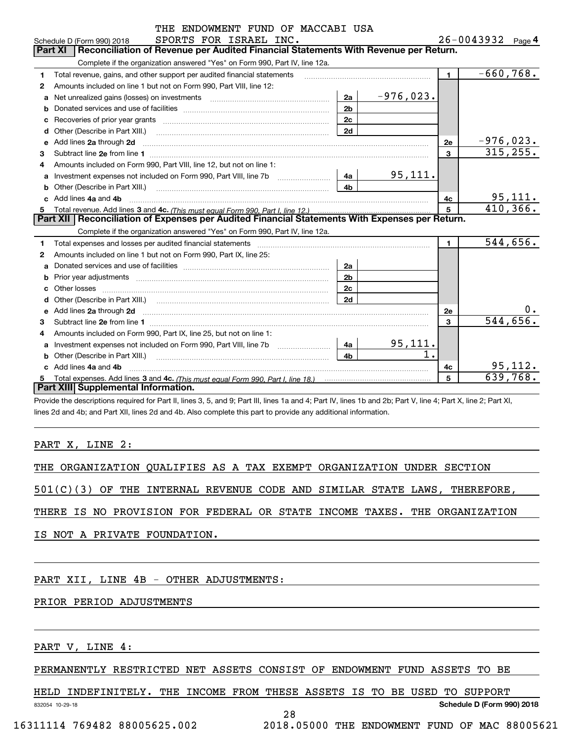THE ENDOWMENT FUND OF MACCABI USA SPORTS FOR ISRAEL INC.

Schedule D (Form 990) 2018 — 26-0043932 Page 4

**Part XI | Reconciliation of Revenue per Audited Financial Statements With Revenue per Return.**

Complete if the organization answered "Yes" on Form 990, Part IV, line 12a.

| | | | | | |
|---|---|---|---|---|---|
| 1 | Total revenue, gains, and other support per audited financial statements | | | 1 | -660,768. |
| 2 | Amounts included on line 1 but not on Form 990, Part VIII, line 12: | | | | |
| a | Net unrealized gains (losses) on investments | 2a | -976,023. | | |
| b | Donated services and use of facilities | 2b | | | |
| c | Recoveries of prior year grants | 2c | | | |
| d | Other (Describe in Part XIII.) | 2d | | | |
| e | Add lines 2a through 2d | | | 2e | -976,023. |
| 3 | Subtract line 2e from line 1 | | | 3 | 315,255. |
| 4 | Amounts included on Form 990, Part VIII, line 12, but not on line 1: | | | | |
| a | Investment expenses not included on Form 990, Part VIII, line 7b | 4a | 95,111. | | |
| b | Other (Describe in Part XIII.) | 4b | | | |
| c | Add lines 4a and 4b | | | 4c | 95,111. |
| 5 | Total revenue. Add lines 3 and 4c. *(This must equal Form 990, Part I, line 12.)* | | | 5 | 410,366. |

**Part XII | Reconciliation of Expenses per Audited Financial Statements With Expenses per Return.**

Complete if the organization answered "Yes" on Form 990, Part IV, line 12a.

| | | | | | |
|---|---|---|---|---|---|
| 1 | Total expenses and losses per audited financial statements | | | 1 | 544,656. |
| 2 | Amounts included on line 1 but not on Form 990, Part IX, line 25: | | | | |
| a | Donated services and use of facilities | 2a | | | |
| b | Prior year adjustments | 2b | | | |
| c | Other losses | 2c | | | |
| d | Other (Describe in Part XIII.) | 2d | | | |
| e | Add lines 2a through 2d | | | 2e | 0. |
| 3 | Subtract line 2e from line 1 | | | 3 | 544,656. |
| 4 | Amounts included on Form 990, Part IX, line 25, but not on line 1: | | | | |
| a | Investment expenses not included on Form 990, Part VIII, line 7b | 4a | 95,111. | | |
| b | Other (Describe in Part XIII.) | 4b | 1. | | |
| c | Add lines 4a and 4b | | | 4c | 95,112. |
| 5 | Total expenses. Add lines 3 and 4c. *(This must equal Form 990, Part I, line 18.)* | | | 5 | 639,768. |

**Part XIII | Supplemental Information.**

Provide the descriptions required for Part II, lines 3, 5, and 9; Part III, lines 1a and 4; Part IV, lines 1b and 2b; Part V, line 4; Part X, line 2; Part XI, lines 2d and 4b; and Part XII, lines 2d and 4b. Also complete this part to provide any additional information.

PART X, LINE 2:

THE ORGANIZATION QUALIFIES AS A TAX EXEMPT ORGANIZATION UNDER SECTION 501(C)(3) OF THE INTERNAL REVENUE CODE AND SIMILAR STATE LAWS, THEREFORE, THERE IS NO PROVISION FOR FEDERAL OR STATE INCOME TAXES. THE ORGANIZATION IS NOT A PRIVATE FOUNDATION.

PART XII, LINE 4B - OTHER ADJUSTMENTS:

PRIOR PERIOD ADJUSTMENTS

PART V, LINE 4:

PERMANENTLY RESTRICTED NET ASSETS CONSIST OF ENDOWMENT FUND ASSETS TO BE HELD INDEFINITELY. THE INCOME FROM THESE ASSETS IS TO BE USED TO SUPPORT

832054 10-29-18 — Schedule D (Form 990) 2018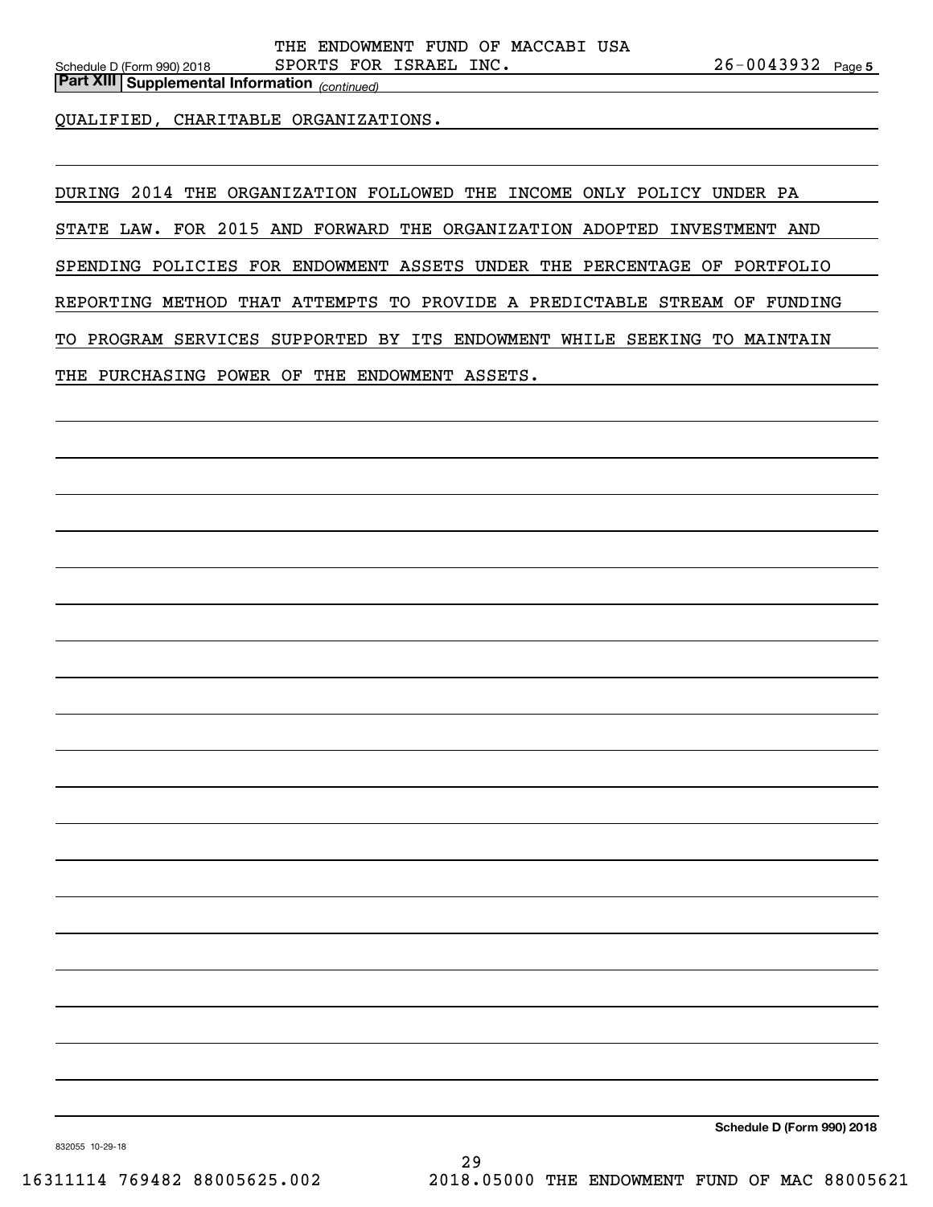THE ENDOWMENT FUND OF MACCABI USA SPORTS FOR ISRAEL INC. 26-0043932

## Part XIII Supplemental Information *(continued)*

QUALIFIED, CHARITABLE ORGANIZATIONS.

DURING 2014 THE ORGANIZATION FOLLOWED THE INCOME ONLY POLICY UNDER PA STATE LAW. FOR 2015 AND FORWARD THE ORGANIZATION ADOPTED INVESTMENT AND SPENDING POLICIES FOR ENDOWMENT ASSETS UNDER THE PERCENTAGE OF PORTFOLIO REPORTING METHOD THAT ATTEMPTS TO PROVIDE A PREDICTABLE STREAM OF FUNDING TO PROGRAM SERVICES SUPPORTED BY ITS ENDOWMENT WHILE SEEKING TO MAINTAIN THE PURCHASING POWER OF THE ENDOWMENT ASSETS.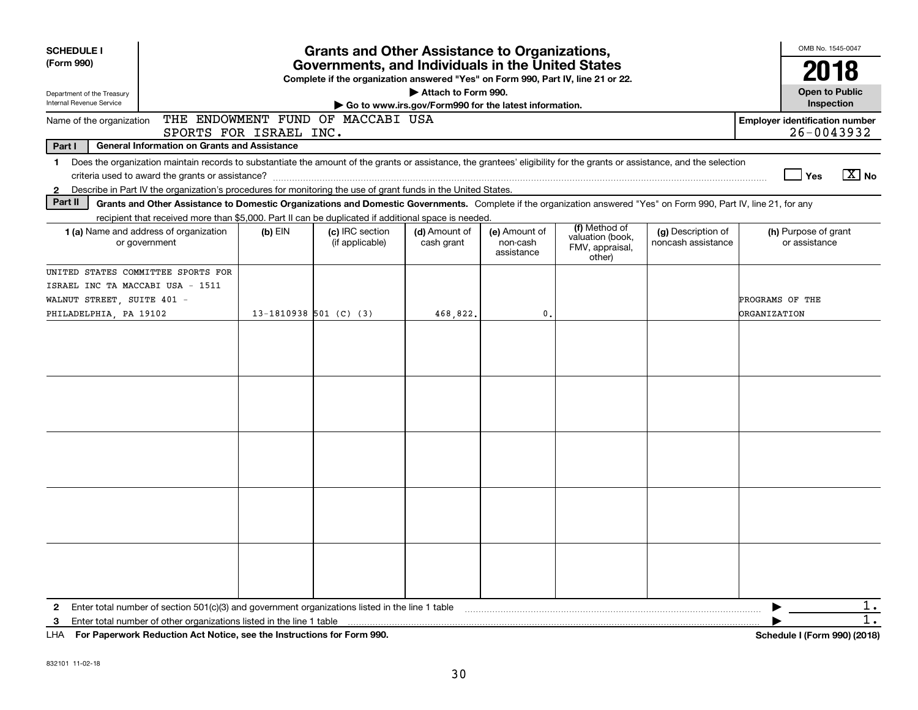**SCHEDULE I**
**(Form 990)**

Department of the Treasury
Internal Revenue Service

# Grants and Other Assistance to Organizations, Governments, and Individuals in the United States

**Complete if the organization answered "Yes" on Form 990, Part IV, line 21 or 22.**
▶ **Attach to Form 990.**
▶ **Go to www.irs.gov/Form990 for the latest information.**

OMB No. 1545-0047
**2018**
**Open to Public Inspection**

Name of the organization: THE ENDOWMENT FUND OF MACCABI USA SPORTS FOR ISRAEL INC.

**Employer identification number** 26-0043932

**Part I — General Information on Grants and Assistance**

1 Does the organization maintain records to substantiate the amount of the grants or assistance, the grantees' eligibility for the grants or assistance, and the selection criteria used to award the grants or assistance? ☐ Yes ☒ No

2 Describe in Part IV the organization's procedures for monitoring the use of grant funds in the United States.

**Part II — Grants and Other Assistance to Domestic Organizations and Domestic Governments.** Complete if the organization answered "Yes" on Form 990, Part IV, line 21, for any recipient that received more than $5,000. Part II can be duplicated if additional space is needed.

| 1 (a) Name and address of organization or government | (b) EIN | (c) IRC section (if applicable) | (d) Amount of cash grant | (e) Amount of non-cash assistance | (f) Method of valuation (book, FMV, appraisal, other) | (g) Description of noncash assistance | (h) Purpose of grant or assistance |
|---|---|---|---|---|---|---|---|
| UNITED STATES COMMITTEE SPORTS FOR ISRAEL INC TA MACCABI USA - 1511 WALNUT STREET, SUITE 401 - PHILADELPHIA, PA 19102 | 13-1810938 | 501 (C) (3) | 468,822. | 0. | | | PROGRAMS OF THE ORGANIZATION |
| | | | | | | | |
| | | | | | | | |
| | | | | | | | |
| | | | | | | | |
| | | | | | | | |

2 Enter total number of section 501(c)(3) and government organizations listed in the line 1 table ▶ 1.

3 Enter total number of other organizations listed in the line 1 table ▶ 1.

LHA **For Paperwork Reduction Act Notice, see the Instructions for Form 990.** **Schedule I (Form 990) (2018)**

832101 11-02-18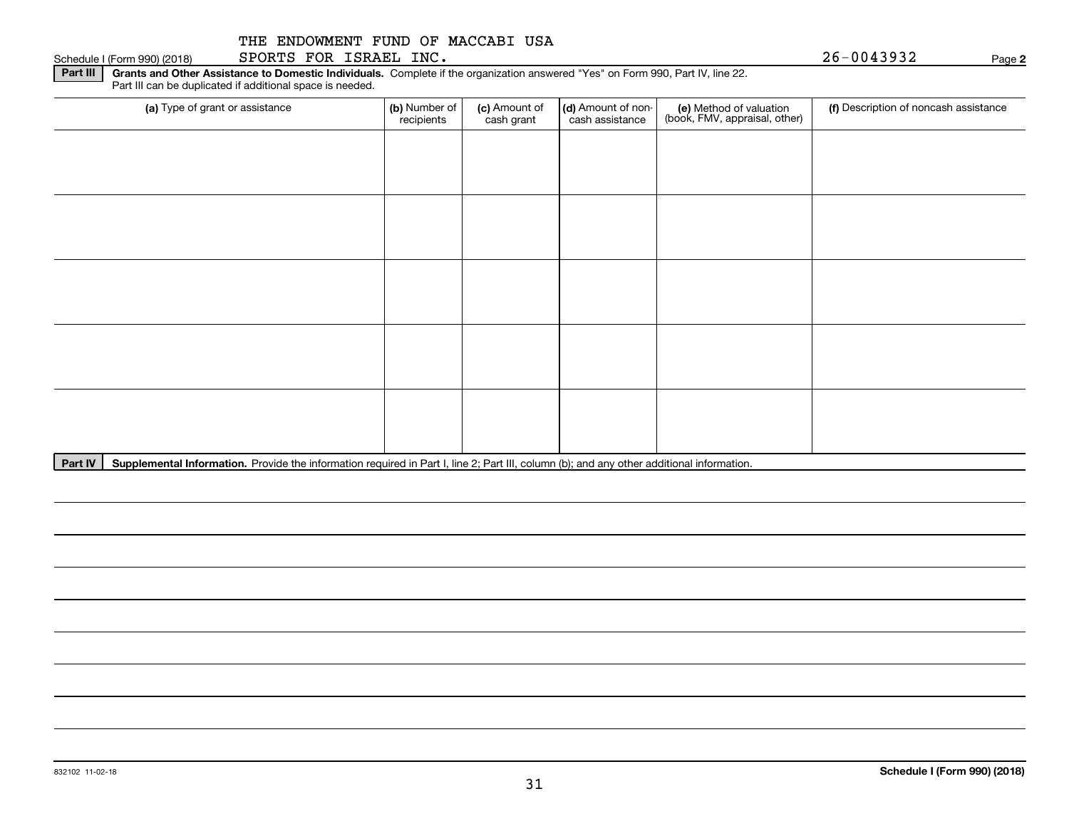THE ENDOWMENT FUND OF MACCABI USA SPORTS FOR ISRAEL INC.

Schedule I (Form 990) (2018) 26-0043932 Page **2**

**Part III** **Grants and Other Assistance to Domestic Individuals.** Complete if the organization answered "Yes" on Form 990, Part IV, line 22. Part III can be duplicated if additional space is needed.

| **(a)** Type of grant or assistance | **(b)** Number of recipients | **(c)** Amount of cash grant | **(d)** Amount of non-cash assistance | **(e)** Method of valuation (book, FMV, appraisal, other) | **(f)** Description of noncash assistance |
|---|---|---|---|---|---|
| | | | | | |
| | | | | | |
| | | | | | |
| | | | | | |
| | | | | | |

**Part IV** **Supplemental Information.** Provide the information required in Part I, line 2; Part III, column (b); and any other additional information.

832102 11-02-18 **Schedule I (Form 990) (2018)**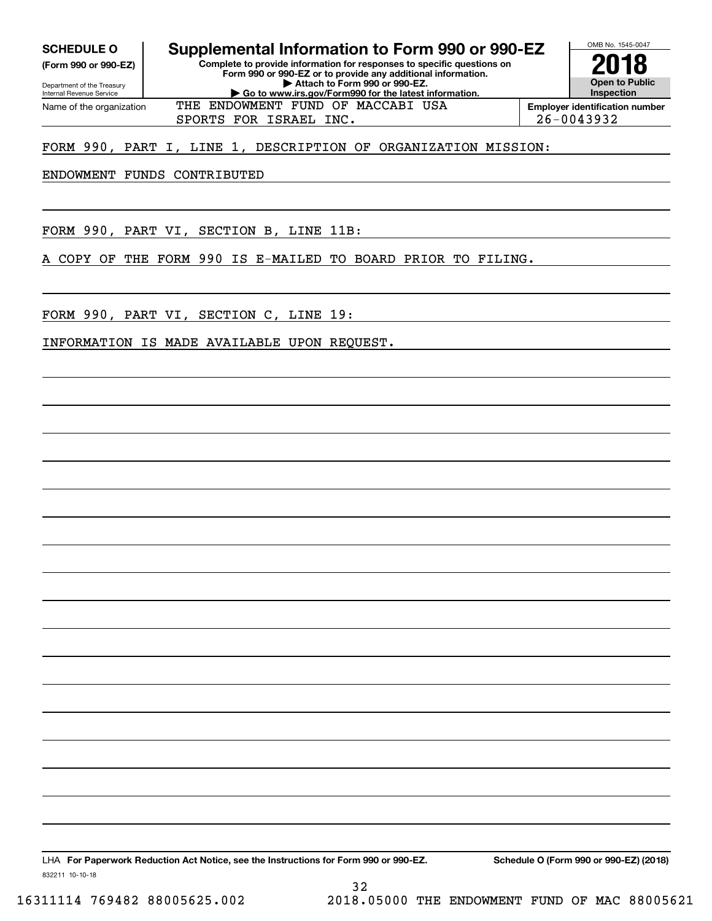**SCHEDULE O**
**(Form 990 or 990-EZ)**

Department of the Treasury
Internal Revenue Service

# Supplemental Information to Form 990 or 990-EZ

**Complete to provide information for responses to specific questions on Form 990 or 990-EZ or to provide any additional information.**
**▶ Attach to Form 990 or 990-EZ.**
**▶ Go to www.irs.gov/Form990 for the latest information.**

OMB No. 1545-0047

**2018**

**Open to Public Inspection**

Name of the organization: THE ENDOWMENT FUND OF MACCABI USA SPORTS FOR ISRAEL INC.

**Employer identification number:** 26-0043932

FORM 990, PART I, LINE 1, DESCRIPTION OF ORGANIZATION MISSION:

ENDOWMENT FUNDS CONTRIBUTED

FORM 990, PART VI, SECTION B, LINE 11B:

A COPY OF THE FORM 990 IS E-MAILED TO BOARD PRIOR TO FILING.

FORM 990, PART VI, SECTION C, LINE 19:

INFORMATION IS MADE AVAILABLE UPON REQUEST.

LHA **For Paperwork Reduction Act Notice, see the Instructions for Form 990 or 990-EZ.** **Schedule O (Form 990 or 990-EZ) (2018)**

832211 10-10-18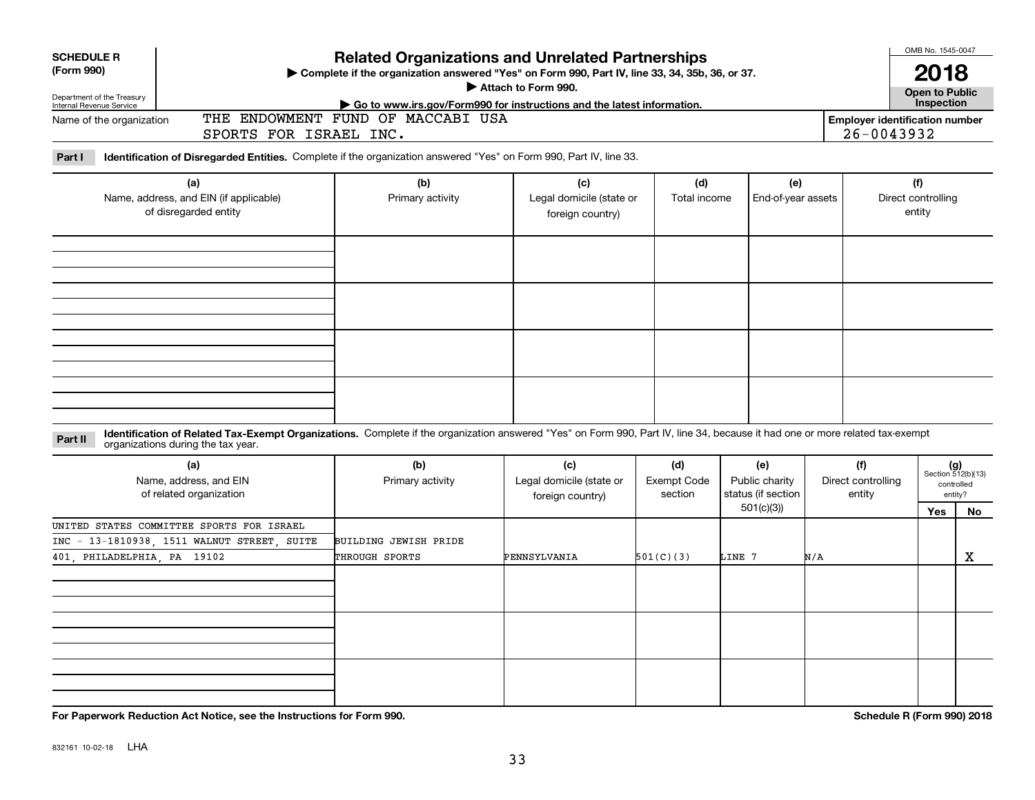**SCHEDULE R (Form 990)**

Department of the Treasury
Internal Revenue Service

# Related Organizations and Unrelated Partnerships

▶ Complete if the organization answered "Yes" on Form 990, Part IV, line 33, 34, 35b, 36, or 37.

▶ Attach to Form 990.

▶ Go to www.irs.gov/Form990 for instructions and the latest information.

OMB No. 1545-0047

**2018**

**Open to Public Inspection**

Name of the organization: THE ENDOWMENT FUND OF MACCABI USA SPORTS FOR ISRAEL INC.

Employer identification number: 26-0043932

**Part I Identification of Disregarded Entities.** Complete if the organization answered "Yes" on Form 990, Part IV, line 33.

| (a) Name, address, and EIN (if applicable) of disregarded entity | (b) Primary activity | (c) Legal domicile (state or foreign country) | (d) Total income | (e) End-of-year assets | (f) Direct controlling entity |
|---|---|---|---|---|---|
| | | | | | |
| | | | | | |
| | | | | | |
| | | | | | |

**Part II Identification of Related Tax-Exempt Organizations.** Complete if the organization answered "Yes" on Form 990, Part IV, line 34, because it had one or more related tax-exempt organizations during the tax year.

| (a) Name, address, and EIN of related organization | (b) Primary activity | (c) Legal domicile (state or foreign country) | (d) Exempt Code section | (e) Public charity status (if section 501(c)(3)) | (f) Direct controlling entity | (g) Section 512(b)(13) controlled entity? Yes | No |
|---|---|---|---|---|---|---|---|
| UNITED STATES COMMITTEE SPORTS FOR ISRAEL INC - 13-1810938, 1511 WALNUT STREET, SUITE 401, PHILADELPHIA, PA 19102 | BUILDING JEWISH PRIDE THROUGH SPORTS | PENNSYLVANIA | 501(C)(3) | LINE 7 | N/A | | X |
| | | | | | | | |
| | | | | | | | |
| | | | | | | | |

**For Paperwork Reduction Act Notice, see the Instructions for Form 990.**

**Schedule R (Form 990) 2018**

832161 10-02-18 LHA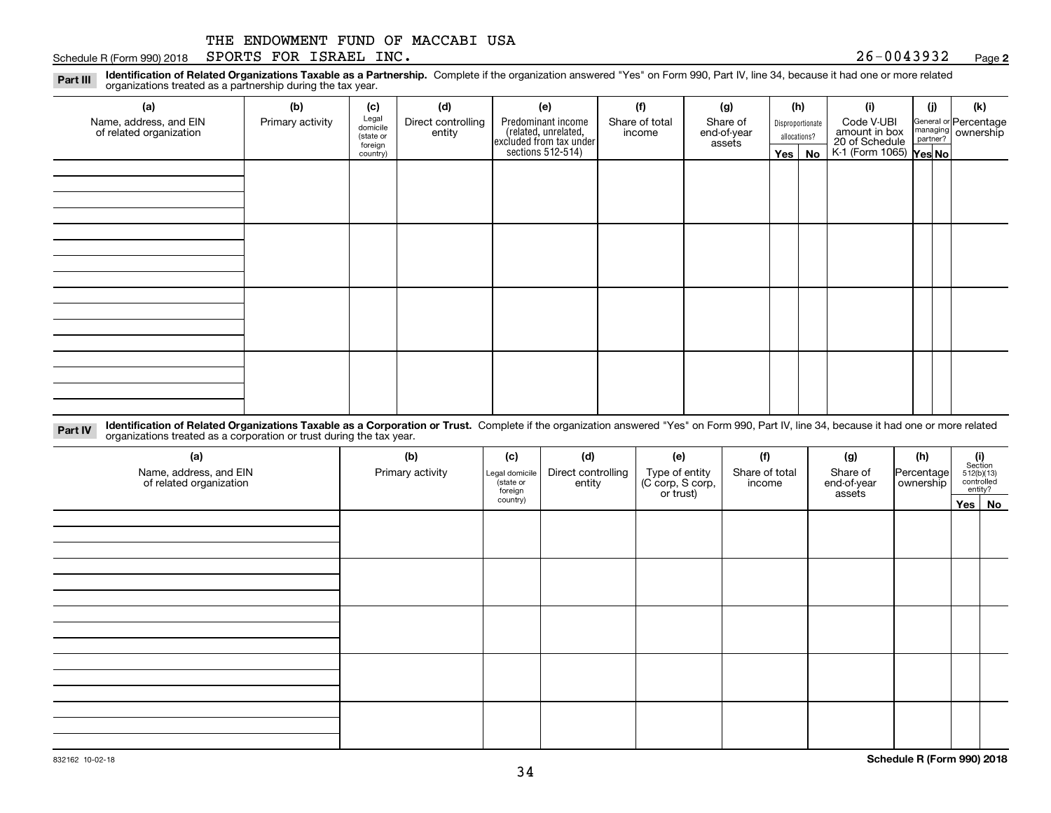THE ENDOWMENT FUND OF MACCABI USA

Schedule R (Form 990) 2018 SPORTS FOR ISRAEL INC. 26-0043932 Page **2**

**Part III** **Identification of Related Organizations Taxable as a Partnership.** Complete if the organization answered "Yes" on Form 990, Part IV, line 34, because it had one or more related organizations treated as a partnership during the tax year.

| (a) Name, address, and EIN of related organization | (b) Primary activity | (c) Legal domicile (state or foreign country) | (d) Direct controlling entity | (e) Predominant income (related, unrelated, excluded from tax under sections 512-514) | (f) Share of total income | (g) Share of end-of-year assets | (h) Disproportionate allocations? Yes | No | (i) Code V-UBI amount in box 20 of Schedule K-1 (Form 1065) | (j) General or managing partner? Yes | No | (k) Percentage ownership |
|---|---|---|---|---|---|---|---|---|---|---|---|---|
| | | | | | | | | | | | | |
| | | | | | | | | | | | | |
| | | | | | | | | | | | | |
| | | | | | | | | | | | | |

**Part IV** **Identification of Related Organizations Taxable as a Corporation or Trust.** Complete if the organization answered "Yes" on Form 990, Part IV, line 34, because it had one or more related organizations treated as a corporation or trust during the tax year.

| (a) Name, address, and EIN of related organization | (b) Primary activity | (c) Legal domicile (state or foreign country) | (d) Direct controlling entity | (e) Type of entity (C corp, S corp, or trust) | (f) Share of total income | (g) Share of end-of-year assets | (h) Percentage ownership | (i) Section 512(b)(13) controlled entity? Yes | No |
|---|---|---|---|---|---|---|---|---|---|
| | | | | | | | | | |
| | | | | | | | | | |
| | | | | | | | | | |
| | | | | | | | | | |
| | | | | | | | | | |

832162 10-02-18 **Schedule R (Form 990) 2018**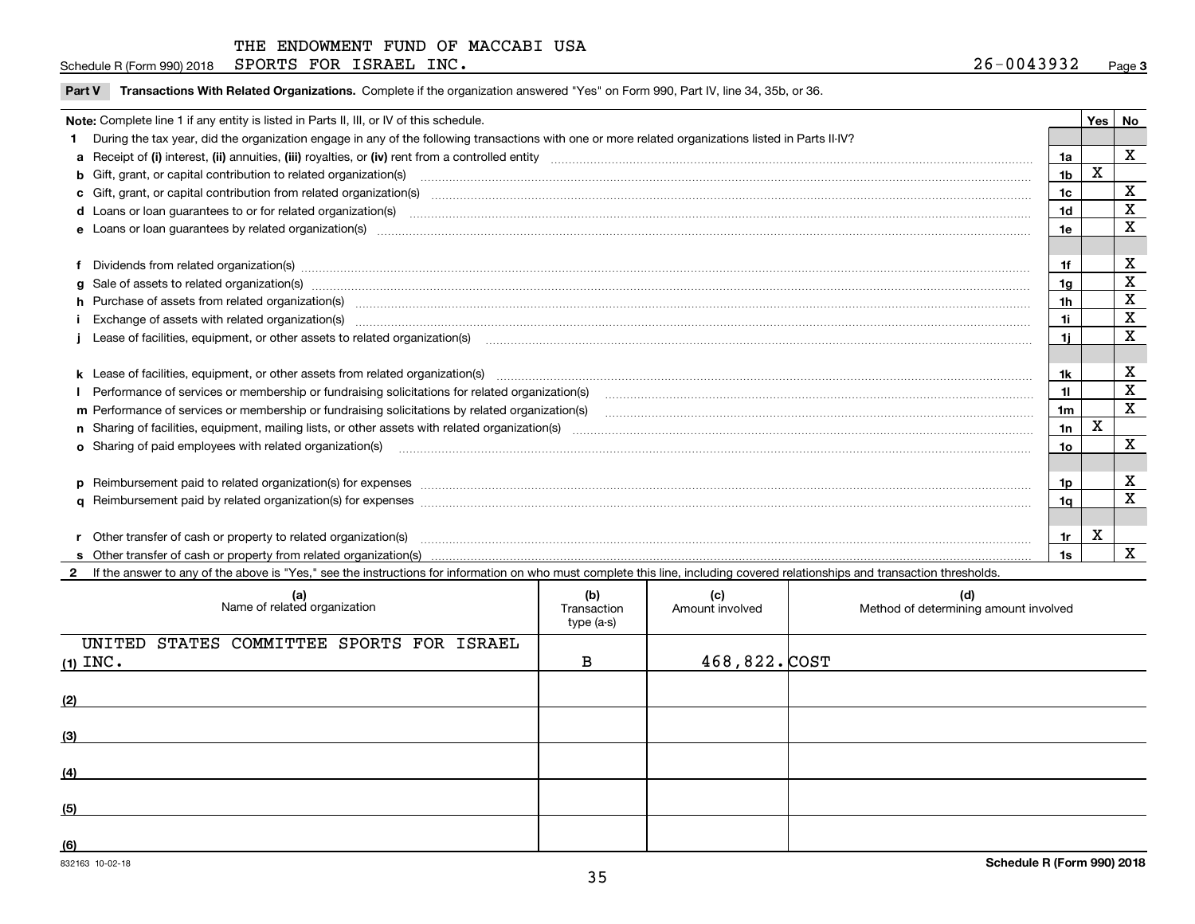THE ENDOWMENT FUND OF MACCABI USA

Schedule R (Form 990) 2018 SPORTS FOR ISRAEL INC. 26-0043932 Page 3

**Part V Transactions With Related Organizations.** Complete if the organization answered "Yes" on Form 990, Part IV, line 34, 35b, or 36.

| **Note:** Complete line 1 if any entity is listed in Parts II, III, or IV of this schedule. | | Yes | No |
|---|---|---|---|
| **1** During the tax year, did the organization engage in any of the following transactions with one or more related organizations listed in Parts II-IV? | | | |
| **a** Receipt of **(i)** interest, **(ii)** annuities, **(iii)** royalties, or **(iv)** rent from a controlled entity | 1a | | X |
| **b** Gift, grant, or capital contribution to related organization(s) | 1b | X | |
| **c** Gift, grant, or capital contribution from related organization(s) | 1c | | X |
| **d** Loans or loan guarantees to or for related organization(s) | 1d | | X |
| **e** Loans or loan guarantees by related organization(s) | 1e | | X |
| **f** Dividends from related organization(s) | 1f | | X |
| **g** Sale of assets to related organization(s) | 1g | | X |
| **h** Purchase of assets from related organization(s) | 1h | | X |
| **i** Exchange of assets with related organization(s) | 1i | | X |
| **j** Lease of facilities, equipment, or other assets to related organization(s) | 1j | | X |
| **k** Lease of facilities, equipment, or other assets from related organization(s) | 1k | | X |
| **l** Performance of services or membership or fundraising solicitations for related organization(s) | 1l | | X |
| **m** Performance of services or membership or fundraising solicitations by related organization(s) | 1m | | X |
| **n** Sharing of facilities, equipment, mailing lists, or other assets with related organization(s) | 1n | X | |
| **o** Sharing of paid employees with related organization(s) | 1o | | X |
| **p** Reimbursement paid to related organization(s) for expenses | 1p | | X |
| **q** Reimbursement paid by related organization(s) for expenses | 1q | | X |
| **r** Other transfer of cash or property to related organization(s) | 1r | X | |
| **s** Other transfer of cash or property from related organization(s) | 1s | | X |

**2** If the answer to any of the above is "Yes," see the instructions for information on who must complete this line, including covered relationships and transaction thresholds.

| | (a) Name of related organization | (b) Transaction type (a-s) | (c) Amount involved | (d) Method of determining amount involved |
|---|---|---|---|---|
| (1) | UNITED STATES COMMITTEE SPORTS FOR ISRAEL INC. | B | 468,822. | COST |
| (2) | | | | |
| (3) | | | | |
| (4) | | | | |
| (5) | | | | |
| (6) | | | | |

832163 10-02-18 Schedule R (Form 990) 2018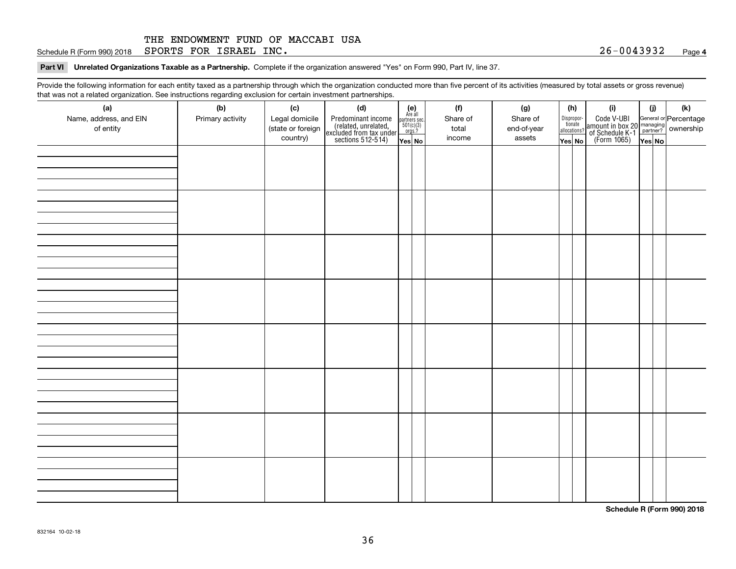THE ENDOWMENT FUND OF MACCABI USA
Schedule R (Form 990) 2018 SPORTS FOR ISRAEL INC. 26-0043932 Page **4**

**Part VI Unrelated Organizations Taxable as a Partnership.** Complete if the organization answered "Yes" on Form 990, Part IV, line 37.

Provide the following information for each entity taxed as a partnership through which the organization conducted more than five percent of its activities (measured by total assets or gross revenue) that was not a related organization. See instructions regarding exclusion for certain investment partnerships.

| (a) Name, address, and EIN of entity | (b) Primary activity | (c) Legal domicile (state or foreign country) | (d) Predominant income (related, unrelated, excluded from tax under sections 512-514) | (e) Are all partners sec. 501(c)(3) orgs.? | | (f) Share of total income | (g) Share of end-of-year assets | (h) Disproportionate allocations? | | (i) Code V-UBI amount in box 20 of Schedule K-1 (Form 1065) | (j) General or managing partner? | | (k) Percentage ownership |
|---|---|---|---|---|---|---|---|---|---|---|---|---|---|
| | | | | Yes | No | | | Yes | No | | Yes | No | |
| | | | | | | | | | | | | | |
| | | | | | | | | | | | | | |
| | | | | | | | | | | | | | |
| | | | | | | | | | | | | | |
| | | | | | | | | | | | | | |
| | | | | | | | | | | | | | |
| | | | | | | | | | | | | | |
| | | | | | | | | | | | | | |

**Schedule R (Form 990) 2018**

832164 10-02-18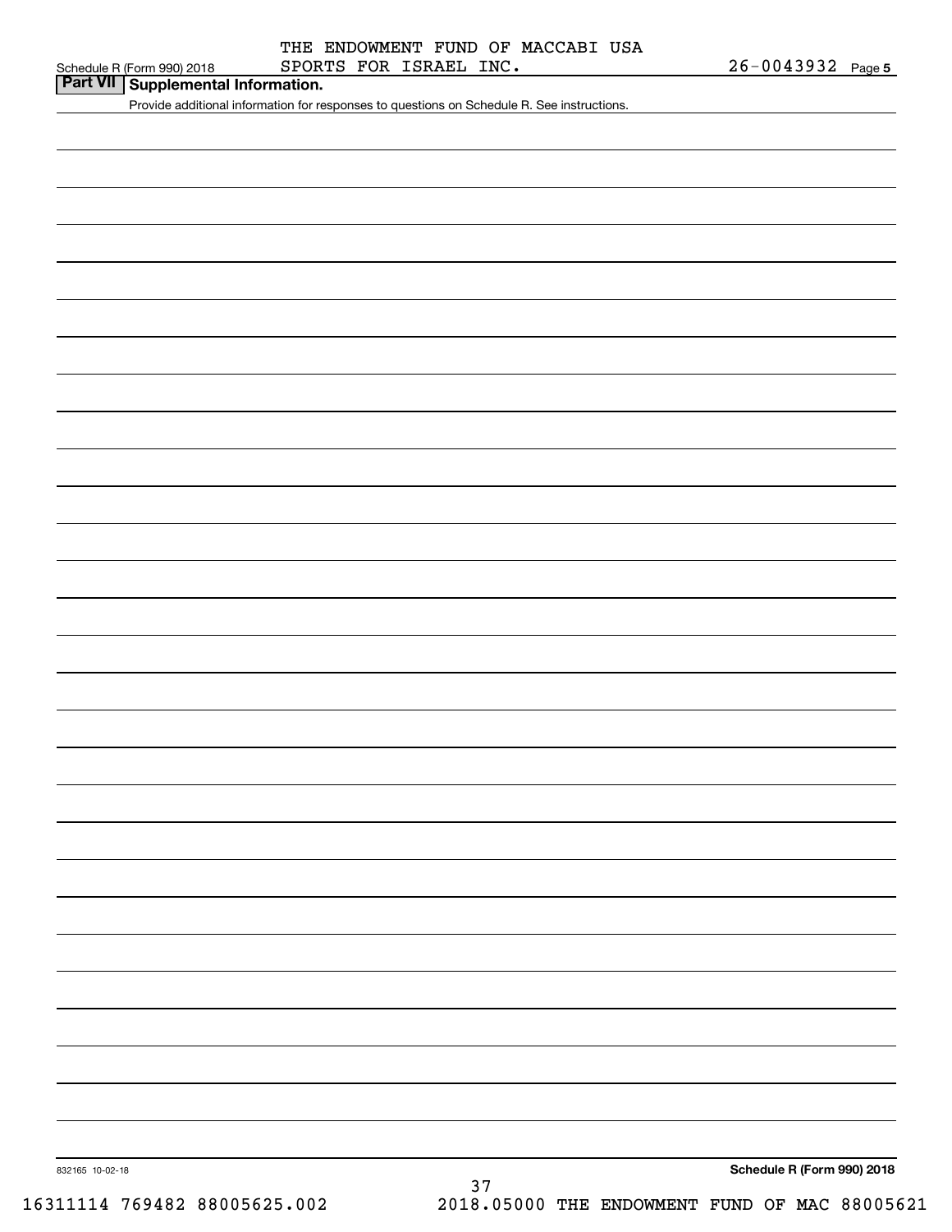THE ENDOWMENT FUND OF MACCABI USA SPORTS FOR ISRAEL INC. 26-0043932

## Part VII Supplemental Information.

Provide additional information for responses to questions on Schedule R. See instructions.